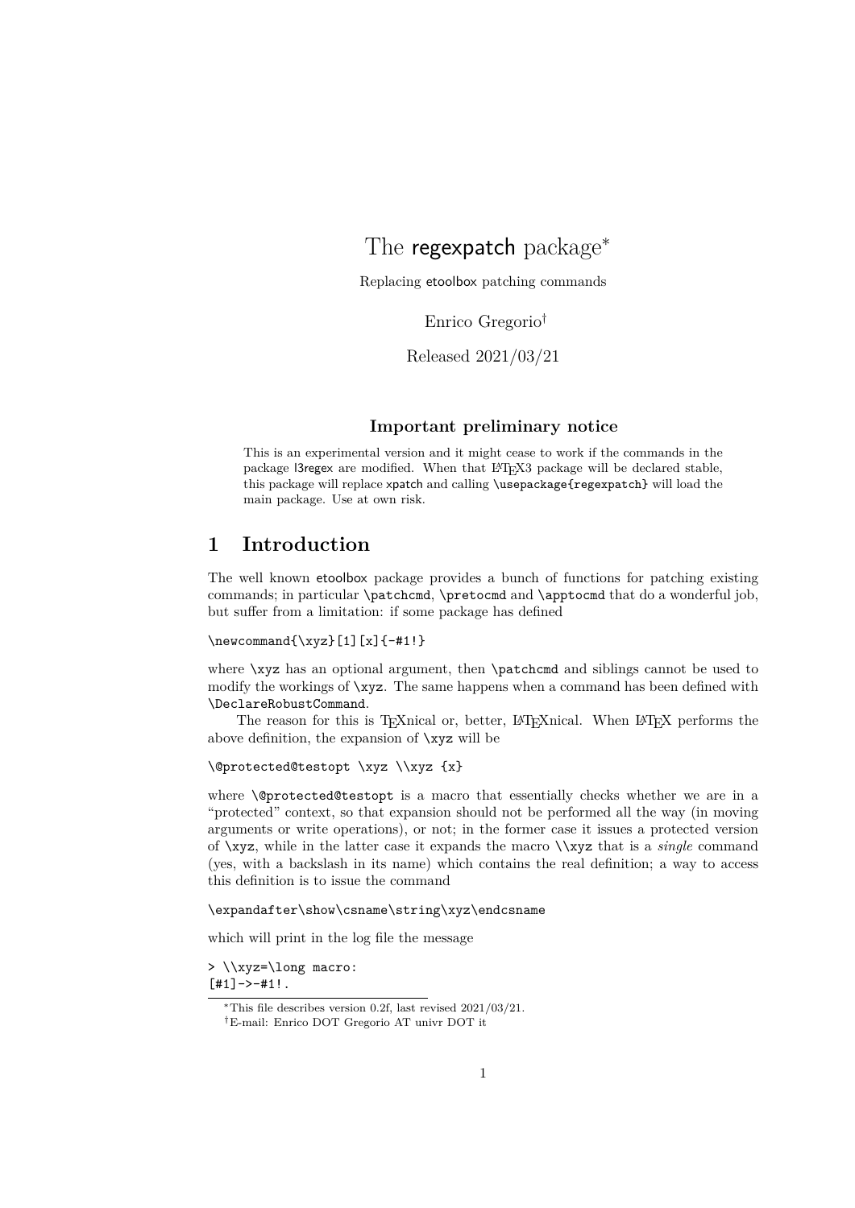# The regexpatch package[*]

Replacing etoolbox patching commands

Enrico Gregorio[†]

Released 2021/03/21

### Important preliminary notice

This is an experimental version and it might cease to work if the commands in the package l3regex are modified. When that LaTeX3 package will be declared stable, this package will replace xpatch and calling `\usepackage{regexpatch}` will load the main package. Use at own risk.

## 1 Introduction

The well known etoolbox package provides a bunch of functions for patching existing commands; in particular `\patchcmd`, `\pretocmd` and `\apptocmd` that do a wonderful job, but suffer from a limitation: if some package has defined

```
\newcommand{\xyz}[1][x]{-#1!}
```

where `\xyz` has an optional argument, then `\patchcmd` and siblings cannot be used to modify the workings of `\xyz`. The same happens when a command has been defined with `\DeclareRobustCommand`.

The reason for this is TeXnical or, better, LaTeXnical. When LaTeX performs the above definition, the expansion of `\xyz` will be

```
\@protected@testopt \xyz \\xyz {x}
```

where `\@protected@testopt` is a macro that essentially checks whether we are in a "protected" context, so that expansion should not be performed all the way (in moving arguments or write operations), or not; in the former case it issues a protected version of `\xyz`, while in the latter case it expands the macro `\\xyz` that is a *single* command (yes, with a backslash in its name) which contains the real definition; a way to access this definition is to issue the command

```
\expandafter\show\csname\string\xyz\endcsname
```

which will print in the log file the message

```
> \\xyz=\long macro:
[#1]->-#1!.
```

[*]This file describes version 0.2f, last revised 2021/03/21.

[†]E-mail: Enrico DOT Gregorio AT univr DOT it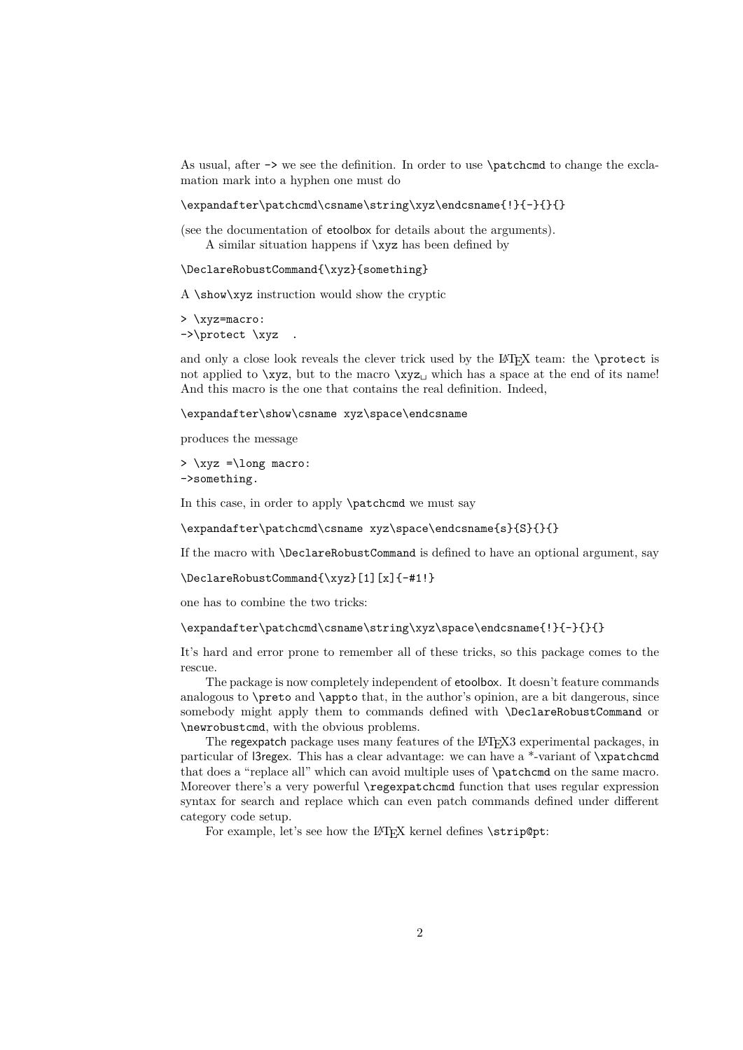As usual, after `->` we see the definition. In order to use `\patchcmd` to change the exclamation mark into a hyphen one must do

```
\expandafter\patchcmd\csname\string\xyz\endcsname{!}{-}{}{}
```

(see the documentation of etoolbox for details about the arguments).

A similar situation happens if `\xyz` has been defined by

```
\DeclareRobustCommand{\xyz}{something}
```

A `\show\xyz` instruction would show the cryptic

```
> \xyz=macro:
->\protect \xyz  .
```

and only a close look reveals the clever trick used by the LaTeX team: the `\protect` is not applied to `\xyz`, but to the macro `\xyz␣` which has a space at the end of its name! And this macro is the one that contains the real definition. Indeed,

```
\expandafter\show\csname xyz\space\endcsname
```

produces the message

```
> \xyz =\long macro:
->something.
```

In this case, in order to apply `\patchcmd` we must say

```
\expandafter\patchcmd\csname xyz\space\endcsname{s}{S}{}{}
```

If the macro with `\DeclareRobustCommand` is defined to have an optional argument, say

```
\DeclareRobustCommand{\xyz}[1][x]{-#1!}
```

one has to combine the two tricks:

```
\expandafter\patchcmd\csname\string\xyz\space\endcsname{!}{-}{}{}
```

It's hard and error prone to remember all of these tricks, so this package comes to the rescue.

The package is now completely independent of etoolbox. It doesn't feature commands analogous to `\preto` and `\appto` that, in the author's opinion, are a bit dangerous, since somebody might apply them to commands defined with `\DeclareRobustCommand` or `\newrobustcmd`, with the obvious problems.

The regexpatch package uses many features of the LaTeX3 experimental packages, in particular of l3regex. This has a clear advantage: we can have a *-variant of `\xpatchcmd` that does a "replace all" which can avoid multiple uses of `\patchcmd` on the same macro. Moreover there's a very powerful `\regexpatchcmd` function that uses regular expression syntax for search and replace which can even patch commands defined under different category code setup.

For example, let's see how the LaTeX kernel defines `\strip@pt`: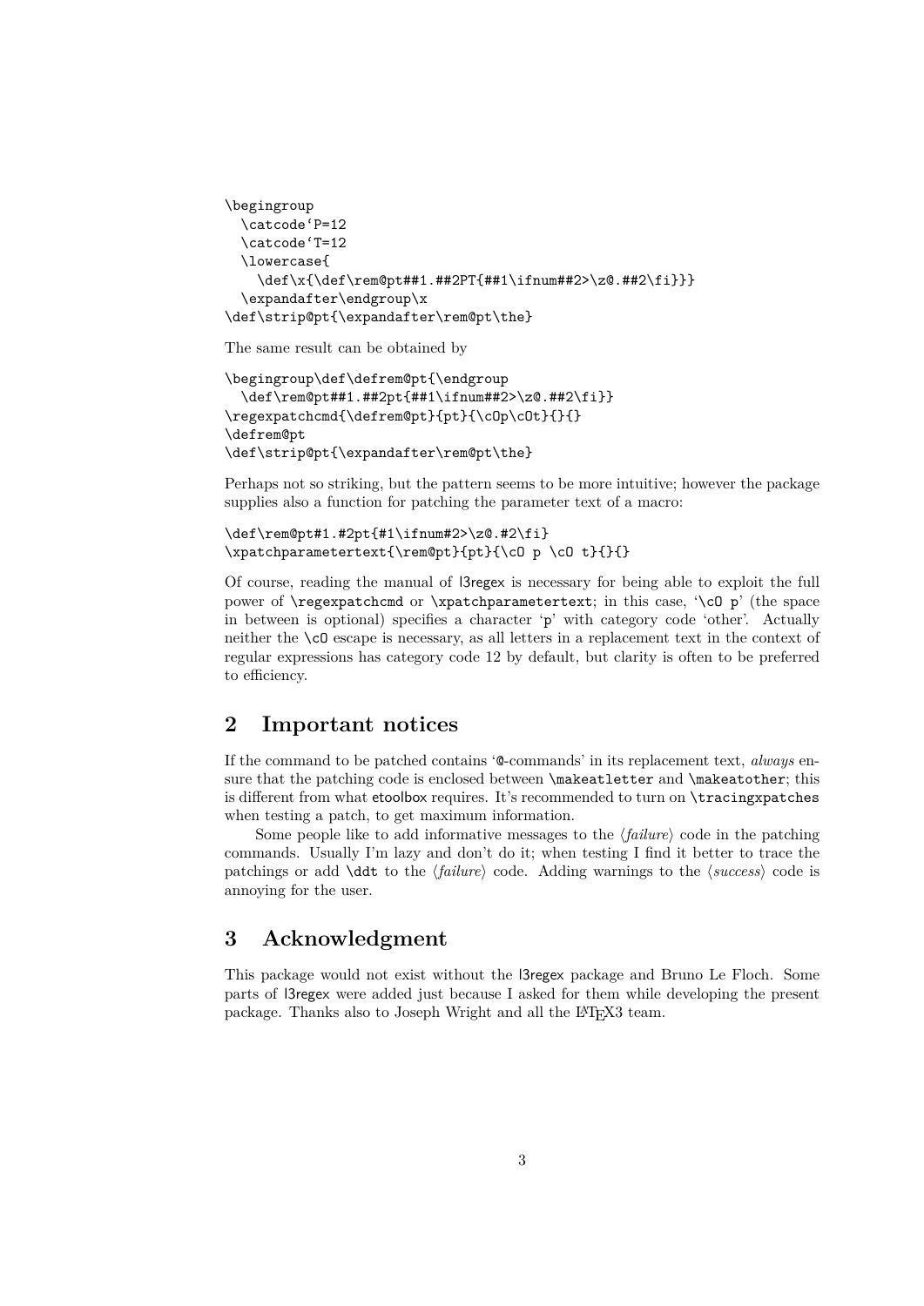```
\begingroup
  \catcode`P=12
  \catcode`T=12
  \lowercase{
    \def\x{\def\rem@pt##1.##2PT{##1\ifnum##2>\z@.##2\fi}}}
  \expandafter\endgroup\x
\def\strip@pt{\expandafter\rem@pt\the}
```

The same result can be obtained by

```
\begingroup\def\defrem@pt{\endgroup
  \def\rem@pt##1.##2pt{##1\ifnum##2>\z@.##2\fi}}
\regexpatchcmd{\defrem@pt}{pt}{\cOp\cOt}{}{}
\defrem@pt
\def\strip@pt{\expandafter\rem@pt\the}
```

Perhaps not so striking, but the pattern seems to be more intuitive; however the package supplies also a function for patching the parameter text of a macro:

```
\def\rem@pt#1.#2pt{#1\ifnum#2>\z@.#2\fi}
\xpatchparametertext{\rem@pt}{pt}{\cO p \cO t}{}{}
```

Of course, reading the manual of l3regex is necessary for being able to exploit the full power of `\regexpatchcmd` or `\xpatchparametertext`; in this case, '`\cO p`' (the space in between is optional) specifies a character '`p`' with category code 'other'. Actually neither the `\cO` escape is necessary, as all letters in a replacement text in the context of regular expressions has category code 12 by default, but clarity is often to be preferred to efficiency.

## 2 Important notices

If the command to be patched contains '@-commands' in its replacement text, *always* ensure that the patching code is enclosed between `\makeatletter` and `\makeatother`; this is different from what etoolbox requires. It's recommended to turn on `\tracingxpatches` when testing a patch, to get maximum information.

Some people like to add informative messages to the ⟨*failure*⟩ code in the patching commands. Usually I'm lazy and don't do it; when testing I find it better to trace the patchings or add `\ddt` to the ⟨*failure*⟩ code. Adding warnings to the ⟨*success*⟩ code is annoying for the user.

## 3 Acknowledgment

This package would not exist without the l3regex package and Bruno Le Floch. Some parts of l3regex were added just because I asked for them while developing the present package. Thanks also to Joseph Wright and all the LaTeX3 team.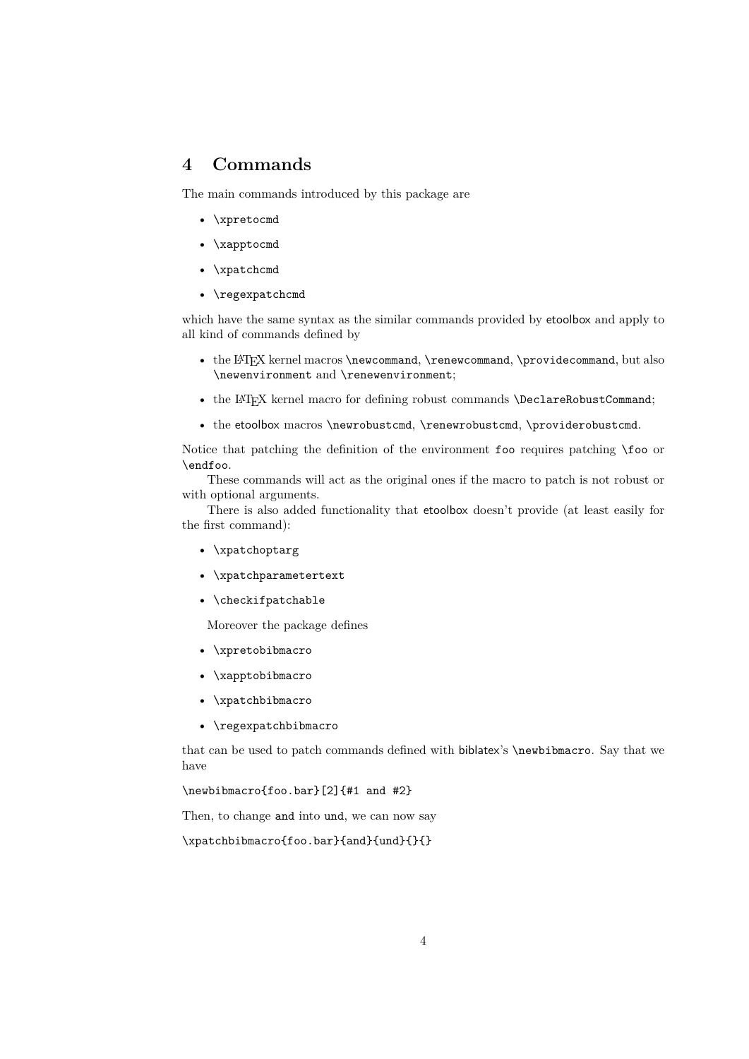# 4 Commands

The main commands introduced by this package are

- `\xpretocmd`
- `\xapptocmd`
- `\xpatchcmd`
- `\regexpatchcmd`

which have the same syntax as the similar commands provided by etoolbox and apply to all kind of commands defined by

- the LaTeX kernel macros `\newcommand`, `\renewcommand`, `\providecommand`, but also `\newenvironment` and `\renewenvironment`;
- the LaTeX kernel macro for defining robust commands `\DeclareRobustCommand`;
- the etoolbox macros `\newrobustcmd`, `\renewrobustcmd`, `\providerobustcmd`.

Notice that patching the definition of the environment `foo` requires patching `\foo` or `\endfoo`.

These commands will act as the original ones if the macro to patch is not robust or with optional arguments.

There is also added functionality that etoolbox doesn't provide (at least easily for the first command):

- `\xpatchoptarg`
- `\xpatchparametertext`
- `\checkifpatchable`

Moreover the package defines

- `\xpretobibmacro`
- `\xapptobibmacro`
- `\xpatchbibmacro`
- `\regexpatchbibmacro`

that can be used to patch commands defined with biblatex's `\newbibmacro`. Say that we have

```
\newbibmacro{foo.bar}[2]{#1 and #2}
```

Then, to change `and` into `und`, we can now say

```
\xpatchbibmacro{foo.bar}{and}{und}{}{}
```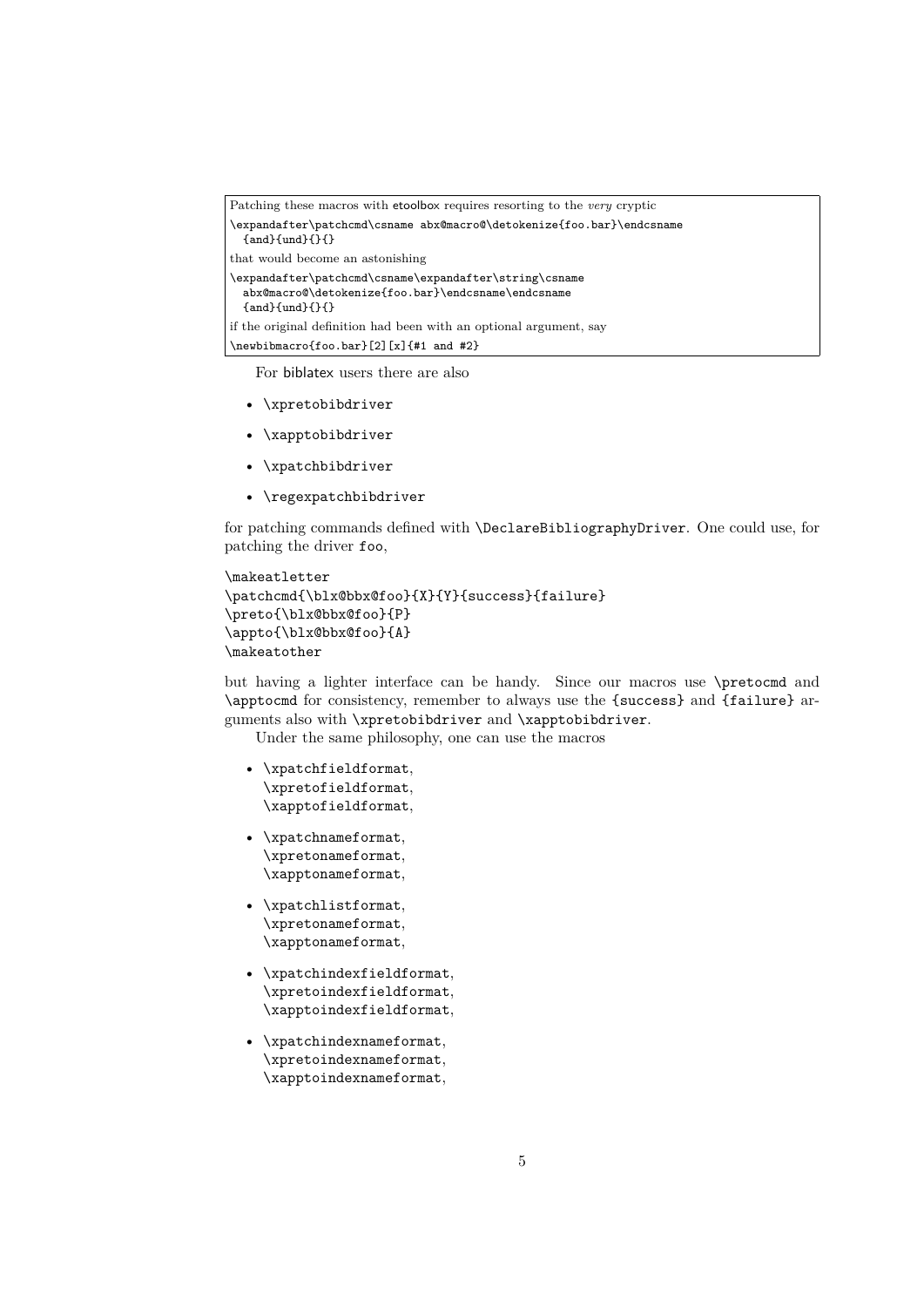Patching these macros with etoolbox requires resorting to the *very* cryptic

```
\expandafter\patchcmd\csname abx@macro@\detokenize{foo.bar}\endcsname
  {and}{und}{}{}
```

that would become an astonishing

```
\expandafter\patchcmd\csname\expandafter\string\csname
  abx@macro@\detokenize{foo.bar}\endcsname\endcsname
  {and}{und}{}{}
```

if the original definition had been with an optional argument, say

```
\newbibmacro{foo.bar}[2][x]{#1 and #2}
```

For biblatex users there are also

- `\xpretobibdriver`
- `\xapptobibdriver`
- `\xpatchbibdriver`
- `\regexpatchbibdriver`

for patching commands defined with `\DeclareBibliographyDriver`. One could use, for patching the driver `foo`,

```
\makeatletter
\patchcmd{\blx@bbx@foo}{X}{Y}{success}{failure}
\preto{\blx@bbx@foo}{P}
\appto{\blx@bbx@foo}{A}
\makeatother
```

but having a lighter interface can be handy. Since our macros use `\pretocmd` and `\apptocmd` for consistency, remember to always use the `{success}` and `{failure}` arguments also with `\xpretobibdriver` and `\xapptobibdriver`.

Under the same philosophy, one can use the macros

- `\xpatchfieldformat`, `\xpretofieldformat`, `\xapptofieldformat`,
- `\xpatchnameformat`, `\xpretonameformat`, `\xapptonameformat`,
- `\xpatchlistformat`, `\xpretonameformat`, `\xapptonameformat`,
- `\xpatchindexfieldformat`, `\xpretoindexfieldformat`, `\xapptoindexfieldformat`,
- `\xpatchindexnameformat`, `\xpretoindexnameformat`, `\xapptoindexnameformat`,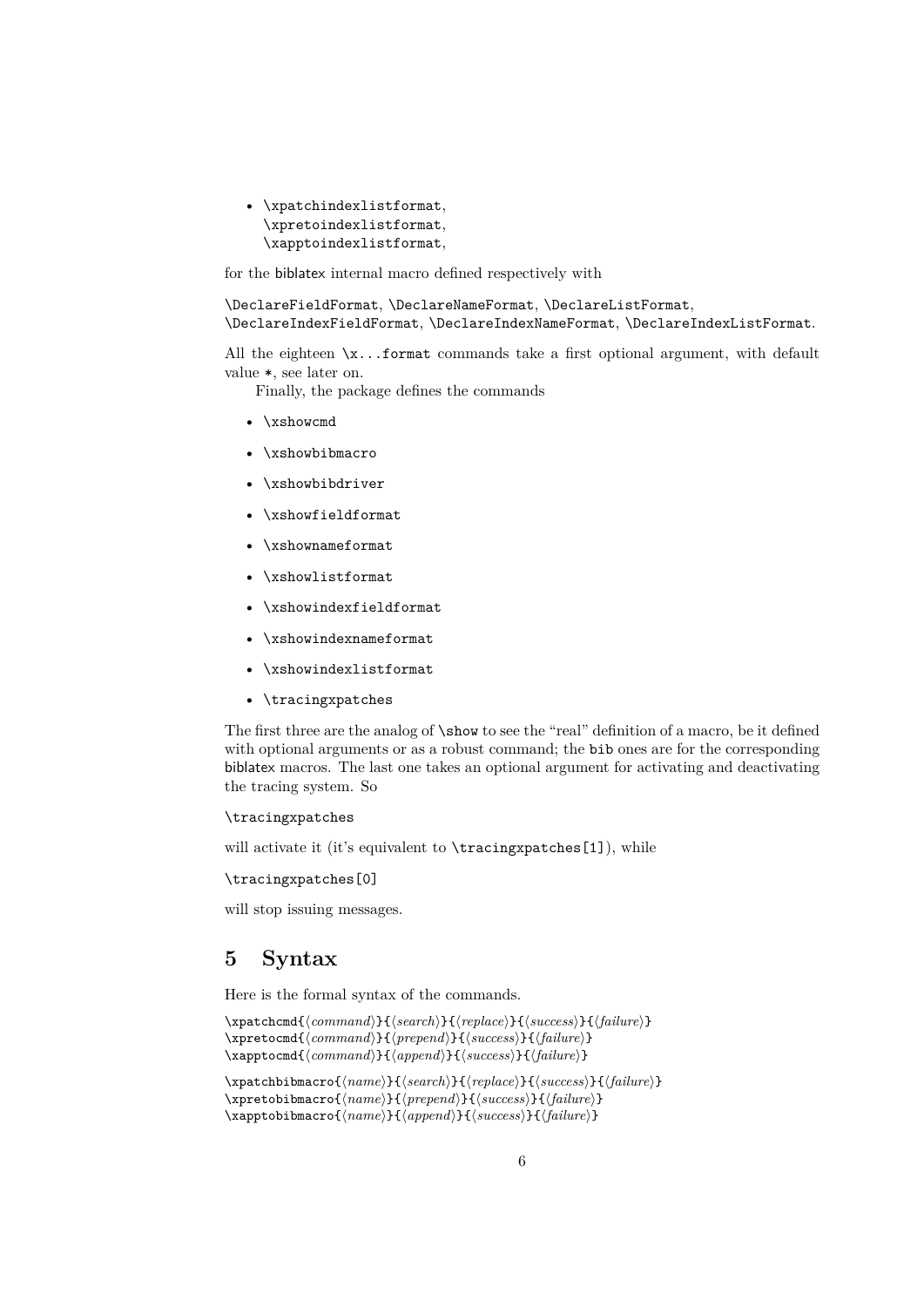- `\xpatchindexlistformat`,
  `\xpretoindexlistformat`,
  `\xapptoindexlistformat`,

for the biblatex internal macro defined respectively with

`\DeclareFieldFormat`, `\DeclareNameFormat`, `\DeclareListFormat`, `\DeclareIndexFieldFormat`, `\DeclareIndexNameFormat`, `\DeclareIndexListFormat`.

All the eighteen `\x...format` commands take a first optional argument, with default value `*`, see later on.

Finally, the package defines the commands

- `\xshowcmd`
- `\xshowbibmacro`
- `\xshowbibdriver`
- `\xshowfieldformat`
- `\xshownameformat`
- `\xshowlistformat`
- `\xshowindexfieldformat`
- `\xshowindexnameformat`
- `\xshowindexlistformat`
- `\tracingxpatches`

The first three are the analog of `\show` to see the "real" definition of a macro, be it defined with optional arguments or as a robust command; the `bib` ones are for the corresponding biblatex macros. The last one takes an optional argument for activating and deactivating the tracing system. So

```
\tracingxpatches
```

will activate it (it's equivalent to `\tracingxpatches[1]`), while

```
\tracingxpatches[0]
```

will stop issuing messages.

## 5 Syntax

Here is the formal syntax of the commands.

```
\xpatchcmd{⟨command⟩}{⟨search⟩}{⟨replace⟩}{⟨success⟩}{⟨failure⟩}
\xpretocmd{⟨command⟩}{⟨prepend⟩}{⟨success⟩}{⟨failure⟩}
\xapptocmd{⟨command⟩}{⟨append⟩}{⟨success⟩}{⟨failure⟩}
```

```
\xpatchbibmacro{⟨name⟩}{⟨search⟩}{⟨replace⟩}{⟨success⟩}{⟨failure⟩}
\xpretobibmacro{⟨name⟩}{⟨prepend⟩}{⟨success⟩}{⟨failure⟩}
\xapptobibmacro{⟨name⟩}{⟨append⟩}{⟨success⟩}{⟨failure⟩}
```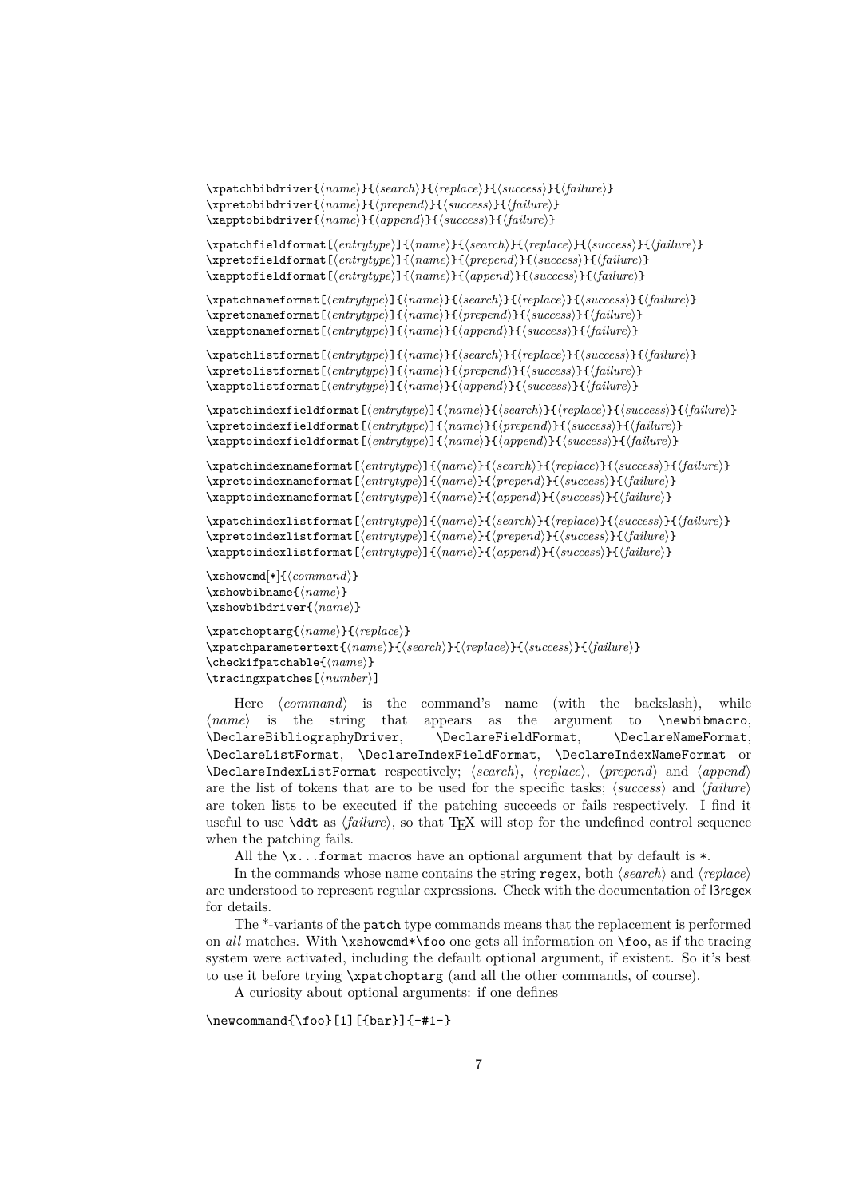```
\xpatchbibdriver{⟨name⟩}{⟨search⟩}{⟨replace⟩}{⟨success⟩}{⟨failure⟩}
\xpretobibdriver{⟨name⟩}{⟨prepend⟩}{⟨success⟩}{⟨failure⟩}
\xapptobibdriver{⟨name⟩}{⟨append⟩}{⟨success⟩}{⟨failure⟩}

\xpatchfieldformat[⟨entrytype⟩]{⟨name⟩}{⟨search⟩}{⟨replace⟩}{⟨success⟩}{⟨failure⟩}
\xpretofieldformat[⟨entrytype⟩]{⟨name⟩}{⟨prepend⟩}{⟨success⟩}{⟨failure⟩}
\xapptofieldformat[⟨entrytype⟩]{⟨name⟩}{⟨append⟩}{⟨success⟩}{⟨failure⟩}

\xpatchnameformat[⟨entrytype⟩]{⟨name⟩}{⟨search⟩}{⟨replace⟩}{⟨success⟩}{⟨failure⟩}
\xpretonameformat[⟨entrytype⟩]{⟨name⟩}{⟨prepend⟩}{⟨success⟩}{⟨failure⟩}
\xapptonameformat[⟨entrytype⟩]{⟨name⟩}{⟨append⟩}{⟨success⟩}{⟨failure⟩}

\xpatchlistformat[⟨entrytype⟩]{⟨name⟩}{⟨search⟩}{⟨replace⟩}{⟨success⟩}{⟨failure⟩}
\xpretolistformat[⟨entrytype⟩]{⟨name⟩}{⟨prepend⟩}{⟨success⟩}{⟨failure⟩}
\xapptolistformat[⟨entrytype⟩]{⟨name⟩}{⟨append⟩}{⟨success⟩}{⟨failure⟩}

\xpatchindexfieldformat[⟨entrytype⟩]{⟨name⟩}{⟨search⟩}{⟨replace⟩}{⟨success⟩}{⟨failure⟩}
\xpretoindexfieldformat[⟨entrytype⟩]{⟨name⟩}{⟨prepend⟩}{⟨success⟩}{⟨failure⟩}
\xapptoindexfieldformat[⟨entrytype⟩]{⟨name⟩}{⟨append⟩}{⟨success⟩}{⟨failure⟩}

\xpatchindexnameformat[⟨entrytype⟩]{⟨name⟩}{⟨search⟩}{⟨replace⟩}{⟨success⟩}{⟨failure⟩}
\xpretoindexnameformat[⟨entrytype⟩]{⟨name⟩}{⟨prepend⟩}{⟨success⟩}{⟨failure⟩}
\xapptoindexnameformat[⟨entrytype⟩]{⟨name⟩}{⟨append⟩}{⟨success⟩}{⟨failure⟩}

\xpatchindexlistformat[⟨entrytype⟩]{⟨name⟩}{⟨search⟩}{⟨replace⟩}{⟨success⟩}{⟨failure⟩}
\xpretoindexlistformat[⟨entrytype⟩]{⟨name⟩}{⟨prepend⟩}{⟨success⟩}{⟨failure⟩}
\xapptoindexlistformat[⟨entrytype⟩]{⟨name⟩}{⟨append⟩}{⟨success⟩}{⟨failure⟩}

\xshowcmd[*]{⟨command⟩}
\xshowbibname{⟨name⟩}
\xshowbibdriver{⟨name⟩}

\xpatchoptarg{⟨name⟩}{⟨replace⟩}
\xpatchparametertext{⟨name⟩}{⟨search⟩}{⟨replace⟩}{⟨success⟩}{⟨failure⟩}
\checkifpatchable{⟨name⟩}
\tracingxpatches[⟨number⟩]
```

Here ⟨*command*⟩ is the command's name (with the backslash), while ⟨*name*⟩ is the string that appears as the argument to `\newbibmacro`, `\DeclareBibliographyDriver`, `\DeclareFieldFormat`, `\DeclareNameFormat`, `\DeclareListFormat`, `\DeclareIndexFieldFormat`, `\DeclareIndexNameFormat` or `\DeclareIndexListFormat` respectively; ⟨*search*⟩, ⟨*replace*⟩, ⟨*prepend*⟩ and ⟨*append*⟩ are the list of tokens that are to be used for the specific tasks; ⟨*success*⟩ and ⟨*failure*⟩ are token lists to be executed if the patching succeeds or fails respectively. I find it useful to use `\ddt` as ⟨*failure*⟩, so that TeX will stop for the undefined control sequence when the patching fails.

All the `\x...format` macros have an optional argument that by default is `*`.

In the commands whose name contains the string `regex`, both ⟨*search*⟩ and ⟨*replace*⟩ are understood to represent regular expressions. Check with the documentation of l3regex for details.

The *-variants of the `patch` type commands means that the replacement is performed on *all* matches. With `\xshowcmd*\foo` one gets all information on `\foo`, as if the tracing system were activated, including the default optional argument, if existent. So it's best to use it before trying `\xpatchoptarg` (and all the other commands, of course).

A curiosity about optional arguments: if one defines

```
\newcommand{\foo}[1][{bar}]{-#1-}
```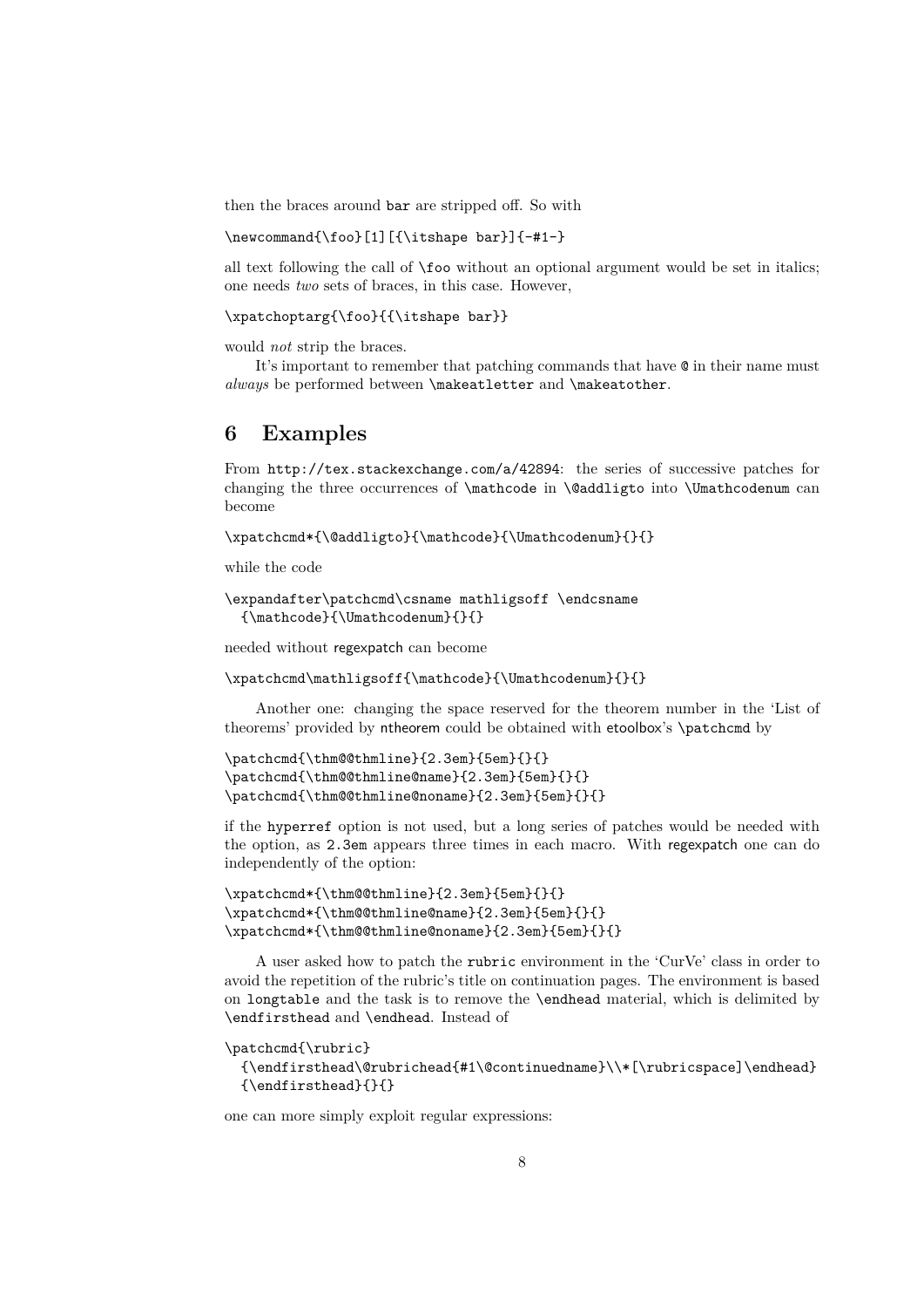then the braces around `bar` are stripped off. So with

```
\newcommand{\foo}[1][{\itshape bar}]{-#1-}
```

all text following the call of `\foo` without an optional argument would be set in italics; one needs *two* sets of braces, in this case. However,

```
\xpatchoptarg{\foo}{{\itshape bar}}
```

would *not* strip the braces.

It's important to remember that patching commands that have `@` in their name must *always* be performed between `\makeatletter` and `\makeatother`.

## 6 Examples

From `http://tex.stackexchange.com/a/42894`: the series of successive patches for changing the three occurrences of `\mathcode` in `\@addligto` into `\Umathcodenum` can become

```
\xpatchcmd*{\@addligto}{\mathcode}{\Umathcodenum}{}{}
```

while the code

```
\expandafter\patchcmd\csname mathligsoff \endcsname
  {\mathcode}{\Umathcodenum}{}{}
```

needed without regexpatch can become

```
\xpatchcmd\mathligsoff{\mathcode}{\Umathcodenum}{}{}
```

Another one: changing the space reserved for the theorem number in the 'List of theorems' provided by ntheorem could be obtained with etoolbox's `\patchcmd` by

```
\patchcmd{\thm@@thmline}{2.3em}{5em}{}{}
\patchcmd{\thm@@thmline@name}{2.3em}{5em}{}{}
\patchcmd{\thm@@thmline@noname}{2.3em}{5em}{}{}
```

if the `hyperref` option is not used, but a long series of patches would be needed with the option, as `2.3em` appears three times in each macro. With regexpatch one can do independently of the option:

```
\xpatchcmd*{\thm@@thmline}{2.3em}{5em}{}{}
\xpatchcmd*{\thm@@thmline@name}{2.3em}{5em}{}{}
\xpatchcmd*{\thm@@thmline@noname}{2.3em}{5em}{}{}
```

A user asked how to patch the `rubric` environment in the 'CurVe' class in order to avoid the repetition of the rubric's title on continuation pages. The environment is based on `longtable` and the task is to remove the `\endhead` material, which is delimited by `\endfirsthead` and `\endhead`. Instead of

```
\patchcmd{\rubric}
  {\endfirsthead\@rubrichead{#1\@continuedname}\\*[\rubricspace]\endhead}
  {\endfirsthead}{}{}
```

one can more simply exploit regular expressions: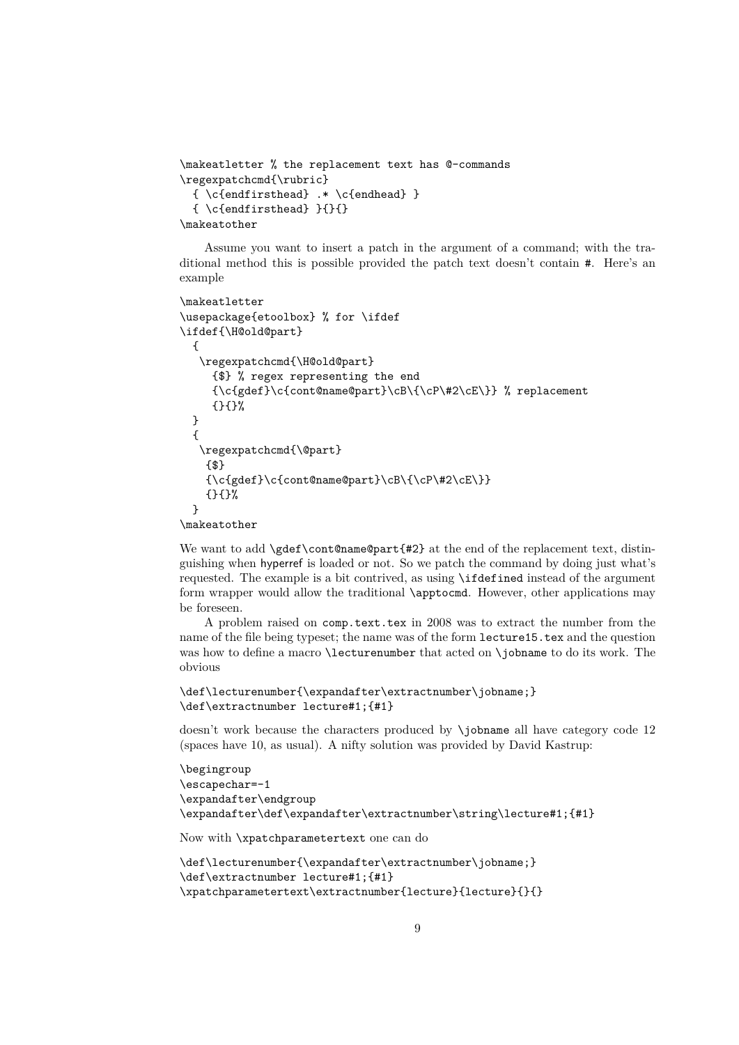```
\makeatletter % the replacement text has @-commands
\regexpatchcmd{\rubric}
  { \c{endfirsthead} .* \c{endhead} }
  { \c{endfirsthead} }{}{}
\makeatother
```

Assume you want to insert a patch in the argument of a command; with the traditional method this is possible provided the patch text doesn't contain `#`. Here's an example

```
\makeatletter
\usepackage{etoolbox} % for \ifdef
\ifdef{\H@old@part}
  {
   \regexpatchcmd{\H@old@part}
     {$} % regex representing the end
     {\c{gdef}\c{cont@name@part}\cB\{\cP\#2\cE\}} % replacement
     {}{}%
  }
  {
   \regexpatchcmd{\@part}
    {$}
    {\c{gdef}\c{cont@name@part}\cB\{\cP\#2\cE\}}
    {}{}%
  }
\makeatother
```

We want to add `\gdef\cont@name@part{#2}` at the end of the replacement text, distinguishing when hyperref is loaded or not. So we patch the command by doing just what's requested. The example is a bit contrived, as using `\ifdefined` instead of the argument form wrapper would allow the traditional `\apptocmd`. However, other applications may be foreseen.

A problem raised on `comp.text.tex` in 2008 was to extract the number from the name of the file being typeset; the name was of the form `lecture15.tex` and the question was how to define a macro `\lecturenumber` that acted on `\jobname` to do its work. The obvious

```
\def\lecturenumber{\expandafter\extractnumber\jobname;}
\def\extractnumber lecture#1;{#1}
```

doesn't work because the characters produced by `\jobname` all have category code 12 (spaces have 10, as usual). A nifty solution was provided by David Kastrup:

```
\begingroup
\escapechar=-1
\expandafter\endgroup
\expandafter\def\expandafter\extractnumber\string\lecture#1;{#1}
```

Now with `\xpatchparametertext` one can do

```
\def\lecturenumber{\expandafter\extractnumber\jobname;}
\def\extractnumber lecture#1;{#1}
\xpatchparametertext\extractnumber{lecture}{lecture}{}{}
```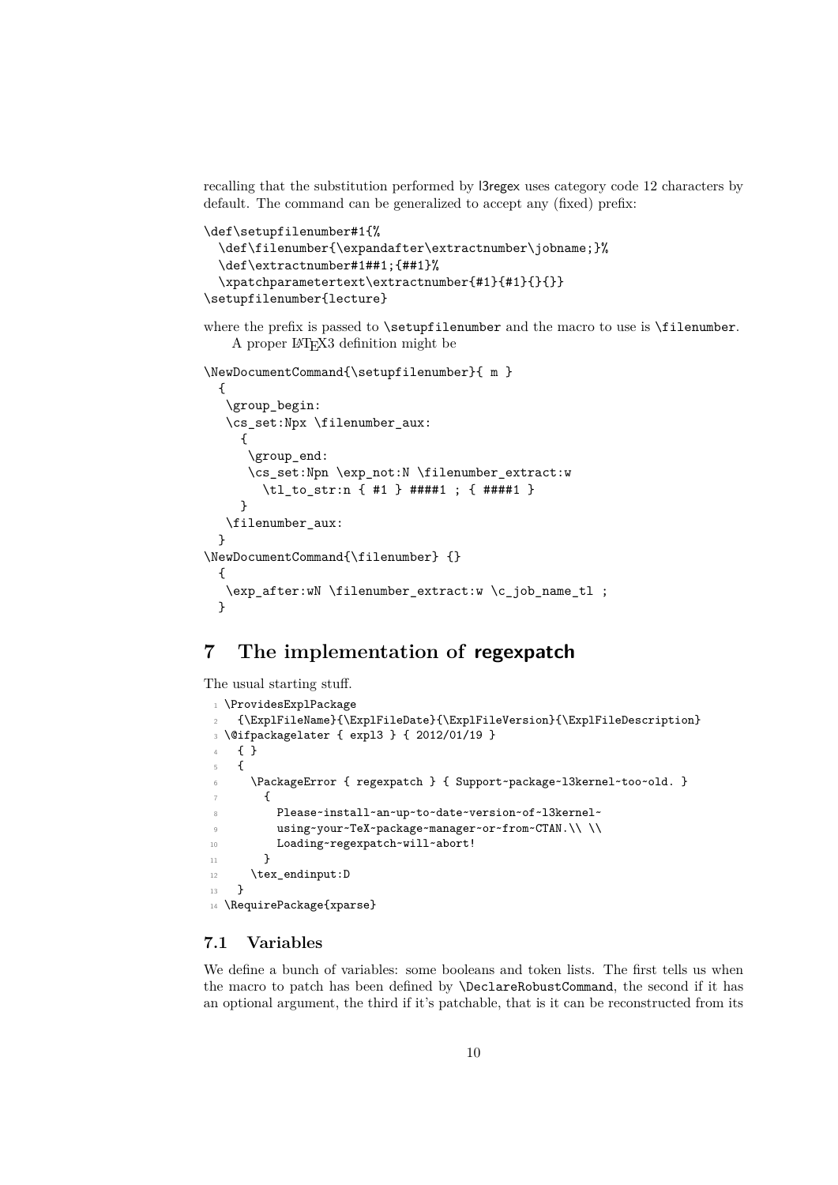recalling that the substitution performed by l3regex uses category code 12 characters by default. The command can be generalized to accept any (fixed) prefix:

```
\def\setupfilenumber#1{%
  \def\filenumber{\expandafter\extractnumber\jobname;}%
  \def\extractnumber#1##1;{##1}%
  \xpatchparametertext\extractnumber{#1}{#1}{}{}}
\setupfilenumber{lecture}
```

where the prefix is passed to `\setupfilenumber` and the macro to use is `\filenumber`.

A proper LaTeX3 definition might be

```
\NewDocumentCommand{\setupfilenumber}{ m }
  {
   \group_begin:
   \cs_set:Npx \filenumber_aux:
     {
      \group_end:
      \cs_set:Npn \exp_not:N \filenumber_extract:w
        \tl_to_str:n { #1 } ####1 ; { ####1 }
     }
   \filenumber_aux:
  }
\NewDocumentCommand{\filenumber} {}
  {
   \exp_after:wN \filenumber_extract:w \c_job_name_tl ;
  }
```

# 7 The implementation of regexpatch

The usual starting stuff.

```
1 \ProvidesExplPackage
2   {\ExplFileName}{\ExplFileDate}{\ExplFileVersion}{\ExplFileDescription}
3 \@ifpackagelater { expl3 } { 2012/01/19 }
4   { }
5   {
6     \PackageError { regexpatch } { Support~package~l3kernel~too~old. }
7       {
8         Please~install~an~up-to-date~version~of~l3kernel~
9         using~your~TeX~package~manager~or~from~CTAN.\\ \\
10        Loading~regexpatch~will~abort!
11      }
12    \tex_endinput:D
13  }
14 \RequirePackage{xparse}
```

## 7.1 Variables

We define a bunch of variables: some booleans and token lists. The first tells us when the macro to patch has been defined by `\DeclareRobustCommand`, the second if it has an optional argument, the third if it's patchable, that is it can be reconstructed from its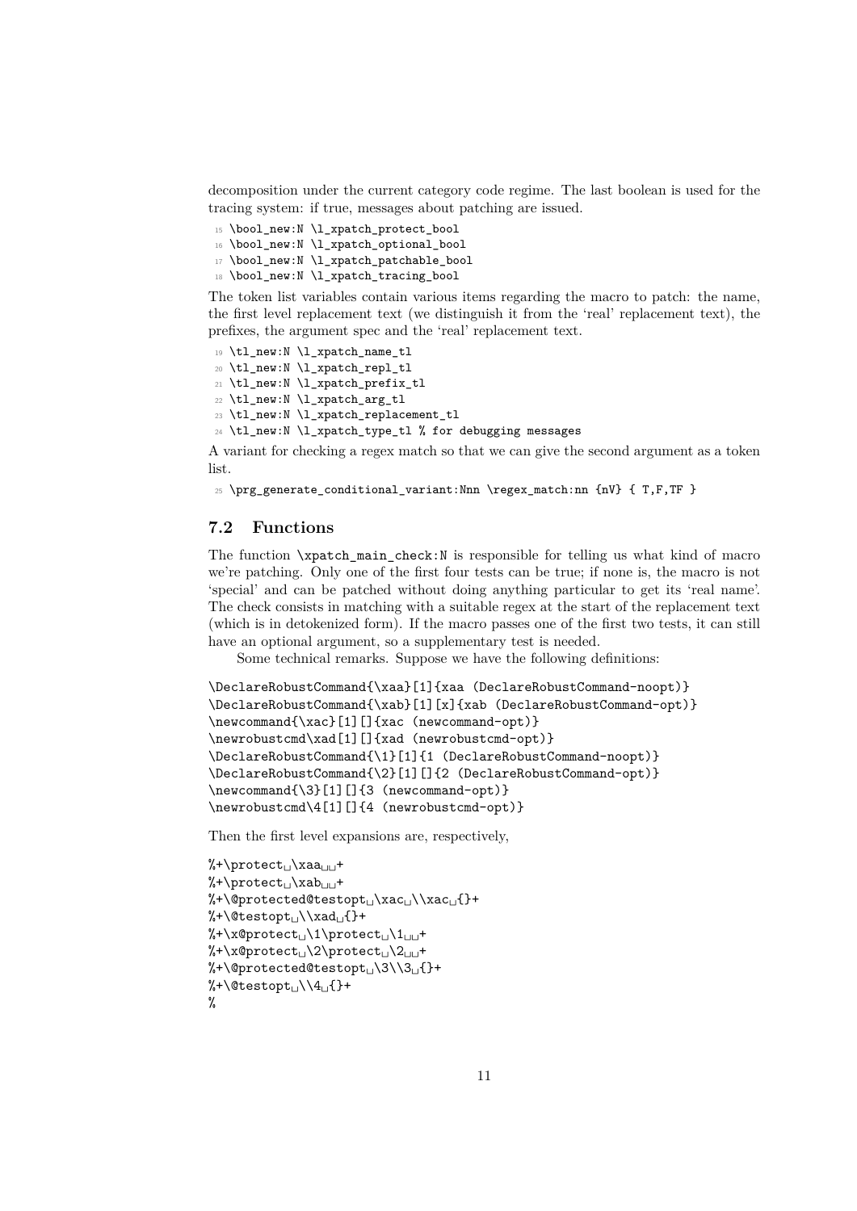decomposition under the current category code regime. The last boolean is used for the tracing system: if true, messages about patching are issued.

```
15 \bool_new:N \l_xpatch_protect_bool
16 \bool_new:N \l_xpatch_optional_bool
17 \bool_new:N \l_xpatch_patchable_bool
18 \bool_new:N \l_xpatch_tracing_bool
```

The token list variables contain various items regarding the macro to patch: the name, the first level replacement text (we distinguish it from the 'real' replacement text), the prefixes, the argument spec and the 'real' replacement text.

```
19 \tl_new:N \l_xpatch_name_tl
20 \tl_new:N \l_xpatch_repl_tl
21 \tl_new:N \l_xpatch_prefix_tl
22 \tl_new:N \l_xpatch_arg_tl
23 \tl_new:N \l_xpatch_replacement_tl
24 \tl_new:N \l_xpatch_type_tl % for debugging messages
```

A variant for checking a regex match so that we can give the second argument as a token list.

```
25 \prg_generate_conditional_variant:Nnn \regex_match:nn {nV} { T,F,TF }
```

## 7.2 Functions

The function `\xpatch_main_check:N` is responsible for telling us what kind of macro we're patching. Only one of the first four tests can be true; if none is, the macro is not 'special' and can be patched without doing anything particular to get its 'real name'. The check consists in matching with a suitable regex at the start of the replacement text (which is in detokenized form). If the macro passes one of the first two tests, it can still have an optional argument, so a supplementary test is needed.

Some technical remarks. Suppose we have the following definitions:

```
\DeclareRobustCommand{\xaa}[1]{xaa (DeclareRobustCommand-noopt)}
\DeclareRobustCommand{\xab}[1][x]{xab (DeclareRobustCommand-opt)}
\newcommand{\xac}[1][]{xac (newcommand-opt)}
\newrobustcmd\xad[1][]{xad (newrobustcmd-opt)}
\DeclareRobustCommand{\1}[1]{1 (DeclareRobustCommand-noopt)}
\DeclareRobustCommand{\2}[1][]{2 (DeclareRobustCommand-opt)}
\newcommand{\3}[1][]{3 (newcommand-opt)}
\newrobustcmd\4[1][]{4 (newrobustcmd-opt)}
```

Then the first level expansions are, respectively,

```
%+\protect␣\xaa␣␣+
%+\protect␣\xab␣␣+
%+\@protected@testopt␣\xac␣\\xac␣{}+
%+\@testopt␣\\xad␣{}+
%+\x@protect␣\1\protect␣\1␣␣+
%+\x@protect␣\2\protect␣\2␣␣+
%+\@protected@testopt␣\3\\3␣{}+
%+\@testopt␣\\4␣{}+
%
```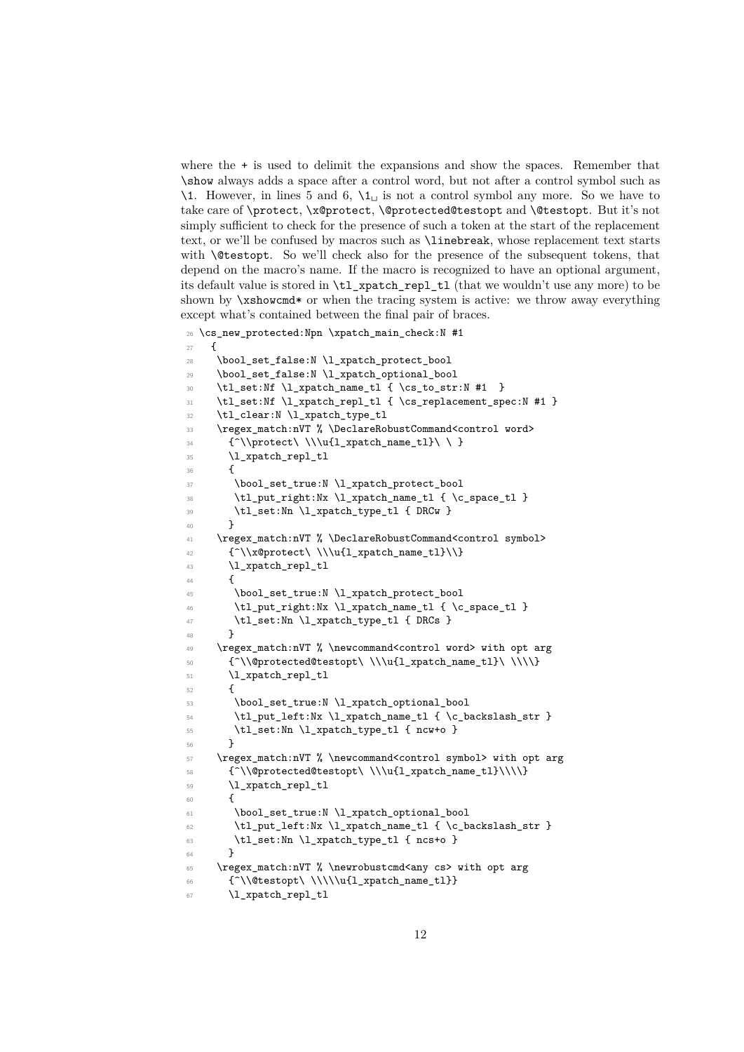where the + is used to delimit the expansions and show the spaces. Remember that `\show` always adds a space after a control word, but not after a control symbol such as `\1`. However, in lines 5 and 6, `\1␣` is not a control symbol any more. So we have to take care of `\protect`, `\x@protect`, `\@protected@testopt` and `\@testopt`. But it's not simply sufficient to check for the presence of such a token at the start of the replacement text, or we'll be confused by macros such as `\linebreak`, whose replacement text starts with `\@testopt`. So we'll check also for the presence of the subsequent tokens, that depend on the macro's name. If the macro is recognized to have an optional argument, its default value is stored in `\tl_xpatch_repl_tl` (that we wouldn't use any more) to be shown by `\xshowcmd*` or when the tracing system is active: we throw away everything except what's contained between the final pair of braces.

```
26 \cs_new_protected:Npn \xpatch_main_check:N #1
27   {
28    \bool_set_false:N \l_xpatch_protect_bool
29    \bool_set_false:N \l_xpatch_optional_bool
30    \tl_set:Nf \l_xpatch_name_tl { \cs_to_str:N #1  }
31    \tl_set:Nf \l_xpatch_repl_tl { \cs_replacement_spec:N #1 }
32    \tl_clear:N \l_xpatch_type_tl
33    \regex_match:nVT % \DeclareRobustCommand<control word>
34      {^\\protect\ \\\u{l_xpatch_name_tl}\ \ }
35      \l_xpatch_repl_tl
36      {
37       \bool_set_true:N \l_xpatch_protect_bool
38       \tl_put_right:Nx \l_xpatch_name_tl { \c_space_tl }
39       \tl_set:Nn \l_xpatch_type_tl { DRCw }
40      }
41    \regex_match:nVT % \DeclareRobustCommand<control symbol>
42      {^\\x@protect\ \\\u{l_xpatch_name_tl}\\}
43      \l_xpatch_repl_tl
44      {
45       \bool_set_true:N \l_xpatch_protect_bool
46       \tl_put_right:Nx \l_xpatch_name_tl { \c_space_tl }
47       \tl_set:Nn \l_xpatch_type_tl { DRCs }
48      }
49    \regex_match:nVT % \newcommand<control word> with opt arg
50      {^\\@protected@testopt\ \\\u{l_xpatch_name_tl}\ \\\\}
51      \l_xpatch_repl_tl
52      {
53       \bool_set_true:N \l_xpatch_optional_bool
54       \tl_put_left:Nx \l_xpatch_name_tl { \c_backslash_str }
55       \tl_set:Nn \l_xpatch_type_tl { ncw+o }
56      }
57    \regex_match:nVT % \newcommand<control symbol> with opt arg
58      {^\\@protected@testopt\ \\\u{l_xpatch_name_tl}\\\\}
59      \l_xpatch_repl_tl
60      {
61       \bool_set_true:N \l_xpatch_optional_bool
62       \tl_put_left:Nx \l_xpatch_name_tl { \c_backslash_str }
63       \tl_set:Nn \l_xpatch_type_tl { ncs+o }
64      }
65    \regex_match:nVT % \newrobustcmd<any cs> with opt arg
66      {^\\@testopt\ \\\\\u{l_xpatch_name_tl}}
67      \l_xpatch_repl_tl
```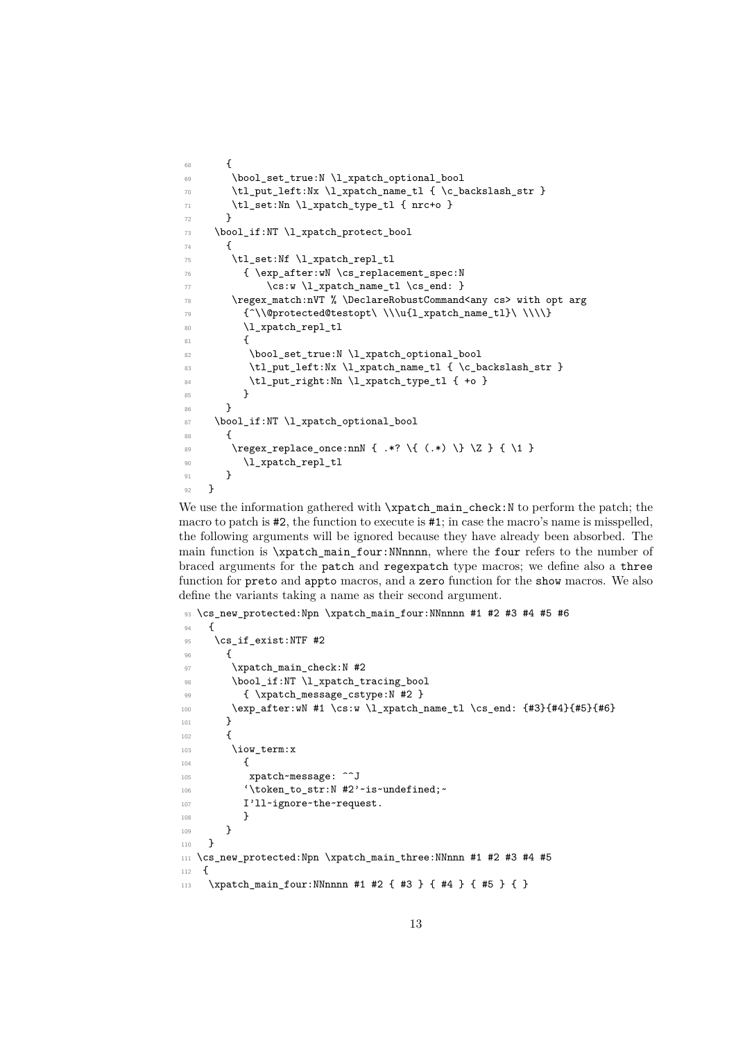```
68      {
69       \bool_set_true:N \l_xpatch_optional_bool
70       \tl_put_left:Nx \l_xpatch_name_tl { \c_backslash_str }
71       \tl_set:Nn \l_xpatch_type_tl { nrc+o }
72      }
73    \bool_if:NT \l_xpatch_protect_bool
74      {
75       \tl_set:Nf \l_xpatch_repl_tl
76         { \exp_after:wN \cs_replacement_spec:N
77             \cs:w \l_xpatch_name_tl \cs_end: }
78       \regex_match:nVT % \DeclareRobustCommand<any cs> with opt arg
79         {^\\@protected@testopt\ \\\u{l_xpatch_name_tl}\ \\\\}
80         \l_xpatch_repl_tl
81         {
82          \bool_set_true:N \l_xpatch_optional_bool
83          \tl_put_left:Nx \l_xpatch_name_tl { \c_backslash_str }
84          \tl_put_right:Nn \l_xpatch_type_tl { +o }
85         }
86      }
87    \bool_if:NT \l_xpatch_optional_bool
88      {
89       \regex_replace_once:nnN { .*? \{ (.*) \} \Z } { \1 }
90         \l_xpatch_repl_tl
91      }
92   }
```

We use the information gathered with `\xpatch_main_check:N` to perform the patch; the macro to patch is `#2`, the function to execute is `#1`; in case the macro's name is misspelled, the following arguments will be ignored because they have already been absorbed. The main function is `\xpatch_main_four:NNnnnn`, where the `four` refers to the number of braced arguments for the `patch` and `regexpatch` type macros; we define also a `three` function for `preto` and `appto` macros, and a `zero` function for the `show` macros. We also define the variants taking a name as their second argument.

```
93 \cs_new_protected:Npn \xpatch_main_four:NNnnnn #1 #2 #3 #4 #5 #6
94   {
95    \cs_if_exist:NTF #2
96      {
97       \xpatch_main_check:N #2
98       \bool_if:NT \l_xpatch_tracing_bool
99         { \xpatch_message_cstype:N #2 }
100      \exp_after:wN #1 \cs:w \l_xpatch_name_tl \cs_end: {#3}{#4}{#5}{#6}
101     }
102     {
103      \iow_term:x
104        {
105         xpatch~message: ^^J
106        `\token_to_str:N #2'~is~undefined;~
107        I'll~ignore~the~request.
108        }
109     }
110  }
111 \cs_new_protected:Npn \xpatch_main_three:NNnnn #1 #2 #3 #4 #5
112  {
113   \xpatch_main_four:NNnnnn #1 #2 { #3 } { #4 } { #5 } { }
```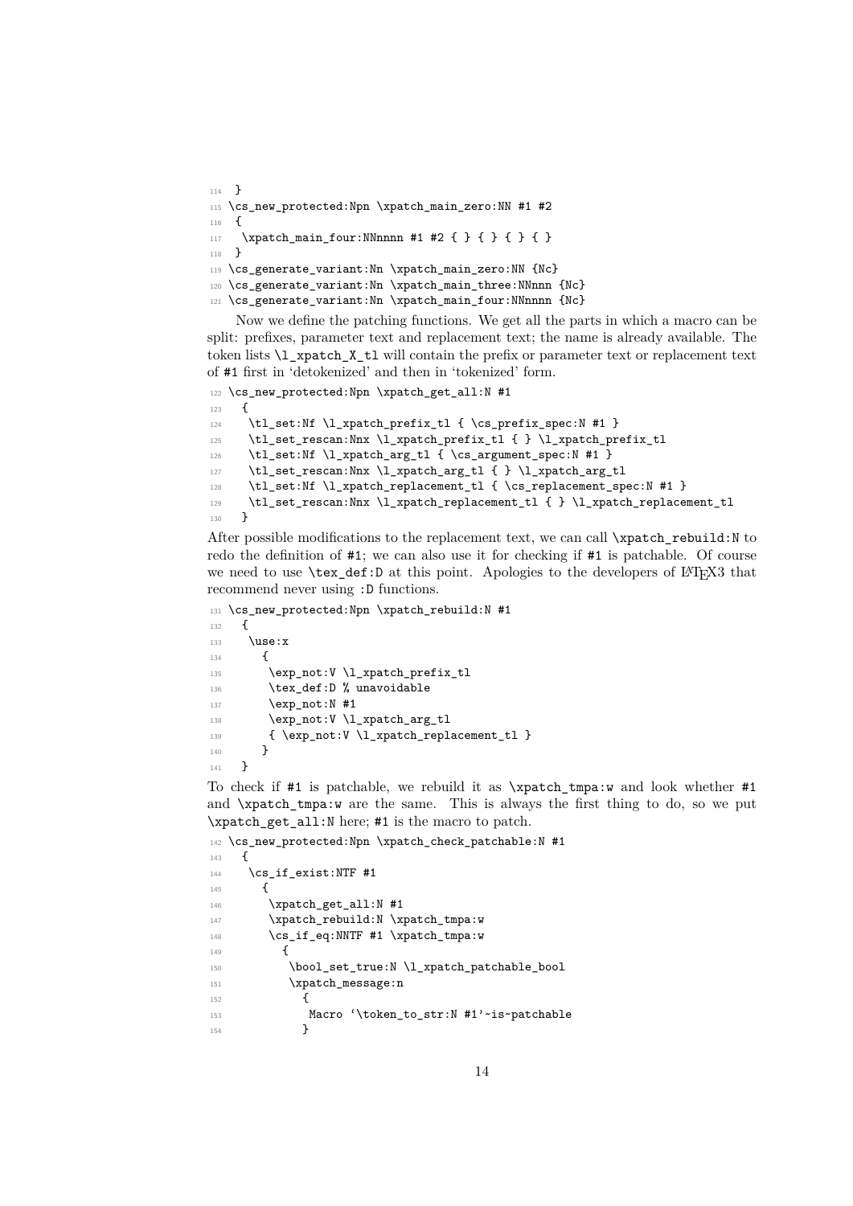```
114  }
115 \cs_new_protected:Npn \xpatch_main_zero:NN #1 #2
116  {
117   \xpatch_main_four:NNnnnn #1 #2 { } { } { } { }
118  }
119 \cs_generate_variant:Nn \xpatch_main_zero:NN {Nc}
120 \cs_generate_variant:Nn \xpatch_main_three:NNnnn {Nc}
121 \cs_generate_variant:Nn \xpatch_main_four:NNnnnn {Nc}
```

Now we define the patching functions. We get all the parts in which a macro can be split: prefixes, parameter text and replacement text; the name is already available. The token lists `\l_xpatch_X_tl` will contain the prefix or parameter text or replacement text of `#1` first in 'detokenized' and then in 'tokenized' form.

```
122 \cs_new_protected:Npn \xpatch_get_all:N #1
123   {
124    \tl_set:Nf \l_xpatch_prefix_tl { \cs_prefix_spec:N #1 }
125    \tl_set_rescan:Nnx \l_xpatch_prefix_tl { } \l_xpatch_prefix_tl
126    \tl_set:Nf \l_xpatch_arg_tl { \cs_argument_spec:N #1 }
127    \tl_set_rescan:Nnx \l_xpatch_arg_tl { } \l_xpatch_arg_tl
128    \tl_set:Nf \l_xpatch_replacement_tl { \cs_replacement_spec:N #1 }
129    \tl_set_rescan:Nnx \l_xpatch_replacement_tl { } \l_xpatch_replacement_tl
130   }
```

After possible modifications to the replacement text, we can call `\xpatch_rebuild:N` to redo the definition of `#1`; we can also use it for checking if `#1` is patchable. Of course we need to use `\tex_def:D` at this point. Apologies to the developers of LaTeX3 that recommend never using `:D` functions.

```
131 \cs_new_protected:Npn \xpatch_rebuild:N #1
132   {
133    \use:x
134      {
135       \exp_not:V \l_xpatch_prefix_tl
136       \tex_def:D % unavoidable
137       \exp_not:N #1
138       \exp_not:V \l_xpatch_arg_tl
139       { \exp_not:V \l_xpatch_replacement_tl }
140      }
141   }
```

To check if `#1` is patchable, we rebuild it as `\xpatch_tmpa:w` and look whether `#1` and `\xpatch_tmpa:w` are the same. This is always the first thing to do, so we put `\xpatch_get_all:N` here; `#1` is the macro to patch.

```
142 \cs_new_protected:Npn \xpatch_check_patchable:N #1
143   {
144    \cs_if_exist:NTF #1
145      {
146       \xpatch_get_all:N #1
147       \xpatch_rebuild:N \xpatch_tmpa:w
148       \cs_if_eq:NNTF #1 \xpatch_tmpa:w
149         {
150          \bool_set_true:N \l_xpatch_patchable_bool
151          \xpatch_message:n
152            {
153             Macro '\token_to_str:N #1'~is~patchable
154            }
```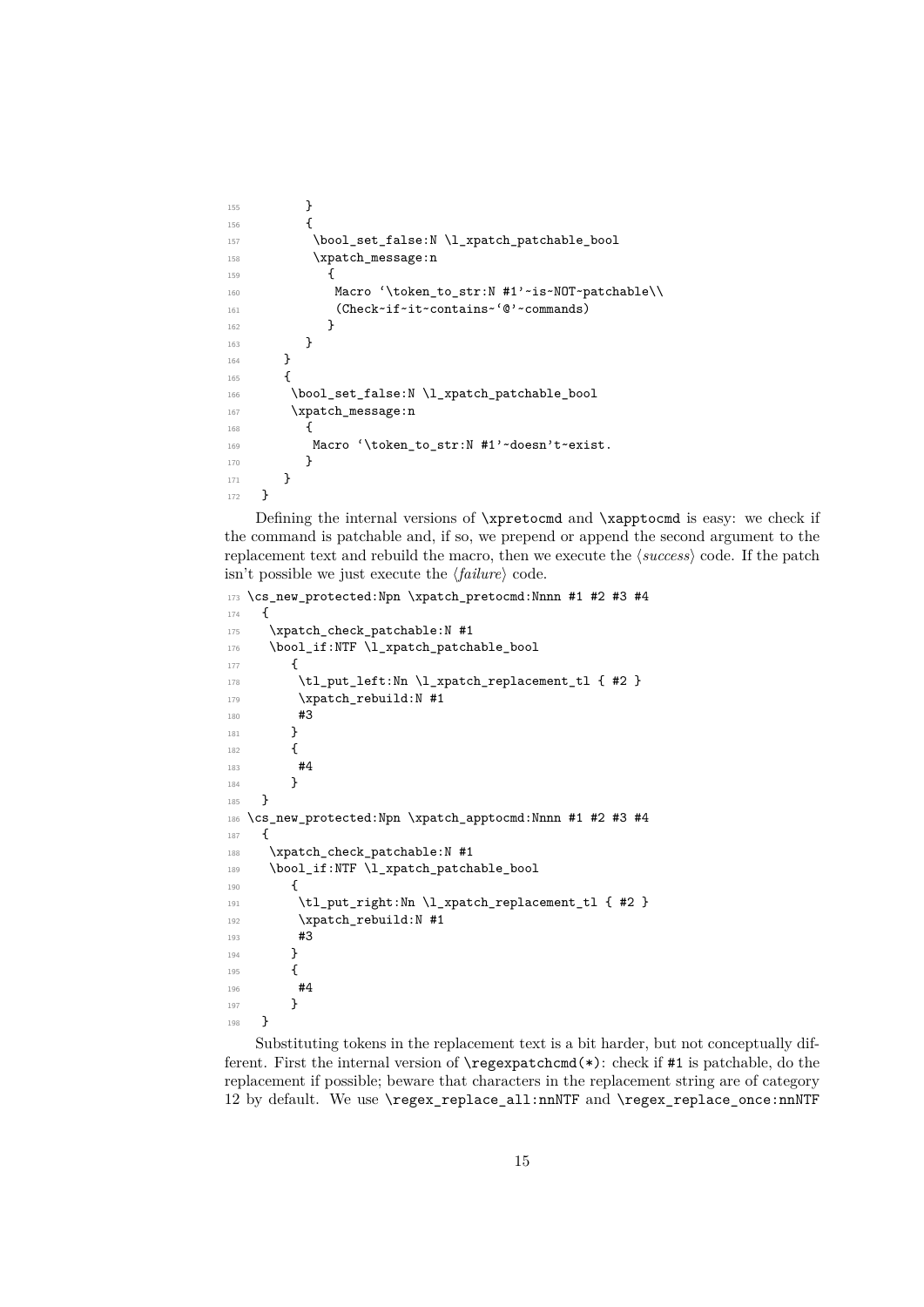```
155         }
156         {
157          \bool_set_false:N \l_xpatch_patchable_bool
158          \xpatch_message:n
159            {
160             Macro `\token_to_str:N #1'~is~NOT~patchable\\
161             (Check~if~it~contains~`@'~commands)
162            }
163         }
164      }
165      {
166       \bool_set_false:N \l_xpatch_patchable_bool
167       \xpatch_message:n
168         {
169          Macro `\token_to_str:N #1'~doesn't~exist.
170         }
171      }
172   }
```

Defining the internal versions of `\xpretocmd` and `\xapptocmd` is easy: we check if the command is patchable and, if so, we prepend or append the second argument to the replacement text and rebuild the macro, then we execute the ⟨*success*⟩ code. If the patch isn't possible we just execute the ⟨*failure*⟩ code.

```
173 \cs_new_protected:Npn \xpatch_pretocmd:Nnnn #1 #2 #3 #4
174   {
175    \xpatch_check_patchable:N #1
176    \bool_if:NTF \l_xpatch_patchable_bool
177       {
178        \tl_put_left:Nn \l_xpatch_replacement_tl { #2 }
179        \xpatch_rebuild:N #1
180        #3
181       }
182       {
183        #4
184       }
185   }
186 \cs_new_protected:Npn \xpatch_apptocmd:Nnnn #1 #2 #3 #4
187   {
188    \xpatch_check_patchable:N #1
189    \bool_if:NTF \l_xpatch_patchable_bool
190       {
191        \tl_put_right:Nn \l_xpatch_replacement_tl { #2 }
192        \xpatch_rebuild:N #1
193        #3
194       }
195       {
196        #4
197       }
198   }
```

Substituting tokens in the replacement text is a bit harder, but not conceptually different. First the internal version of `\regexpatchcmd(*)`: check if `#1` is patchable, do the replacement if possible; beware that characters in the replacement string are of category 12 by default. We use `\regex_replace_all:nnNTF` and `\regex_replace_once:nnNTF`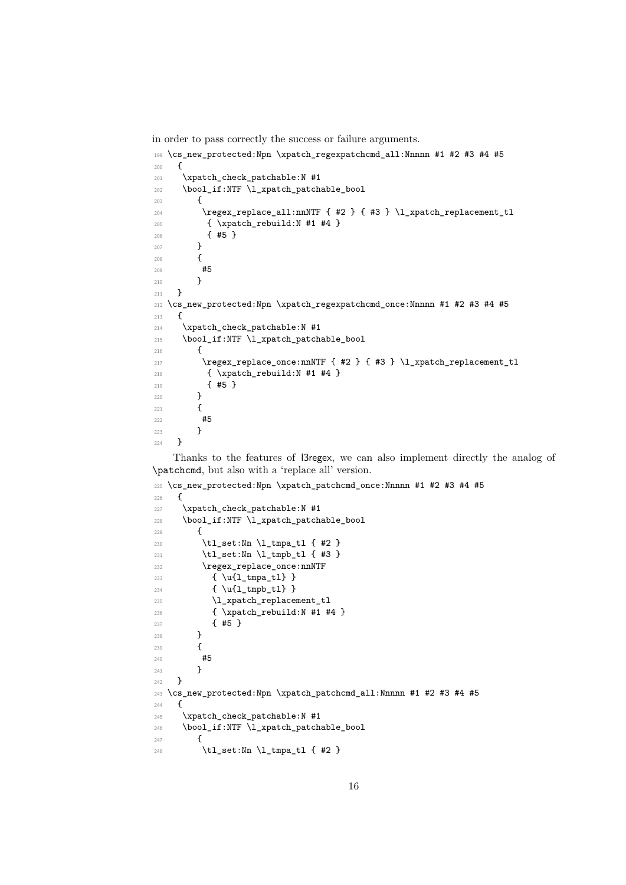in order to pass correctly the success or failure arguments.

```
199 \cs_new_protected:Npn \xpatch_regexpatchcmd_all:Nnnnn #1 #2 #3 #4 #5
200   {
201    \xpatch_check_patchable:N #1
202    \bool_if:NTF \l_xpatch_patchable_bool
203       {
204        \regex_replace_all:nnNTF { #2 } { #3 } \l_xpatch_replacement_tl
205         { \xpatch_rebuild:N #1 #4 }
206         { #5 }
207       }
208       {
209        #5
210       }
211   }
212 \cs_new_protected:Npn \xpatch_regexpatchcmd_once:Nnnnn #1 #2 #3 #4 #5
213   {
214    \xpatch_check_patchable:N #1
215    \bool_if:NTF \l_xpatch_patchable_bool
216       {
217        \regex_replace_once:nnNTF { #2 } { #3 } \l_xpatch_replacement_tl
218         { \xpatch_rebuild:N #1 #4 }
219         { #5 }
220       }
221       {
222        #5
223       }
224   }
```

Thanks to the features of l3regex, we can also implement directly the analog of \patchcmd, but also with a 'replace all' version.

```
225 \cs_new_protected:Npn \xpatch_patchcmd_once:Nnnnn #1 #2 #3 #4 #5
226   {
227    \xpatch_check_patchable:N #1
228    \bool_if:NTF \l_xpatch_patchable_bool
229       {
230        \tl_set:Nn \l_tmpa_tl { #2 }
231        \tl_set:Nn \l_tmpb_tl { #3 }
232        \regex_replace_once:nnNTF
233          { \u{l_tmpa_tl} }
234          { \u{l_tmpb_tl} }
235          \l_xpatch_replacement_tl
236          { \xpatch_rebuild:N #1 #4 }
237          { #5 }
238       }
239       {
240        #5
241       }
242   }
243 \cs_new_protected:Npn \xpatch_patchcmd_all:Nnnnn #1 #2 #3 #4 #5
244   {
245    \xpatch_check_patchable:N #1
246    \bool_if:NTF \l_xpatch_patchable_bool
247       {
248        \tl_set:Nn \l_tmpa_tl { #2 }
```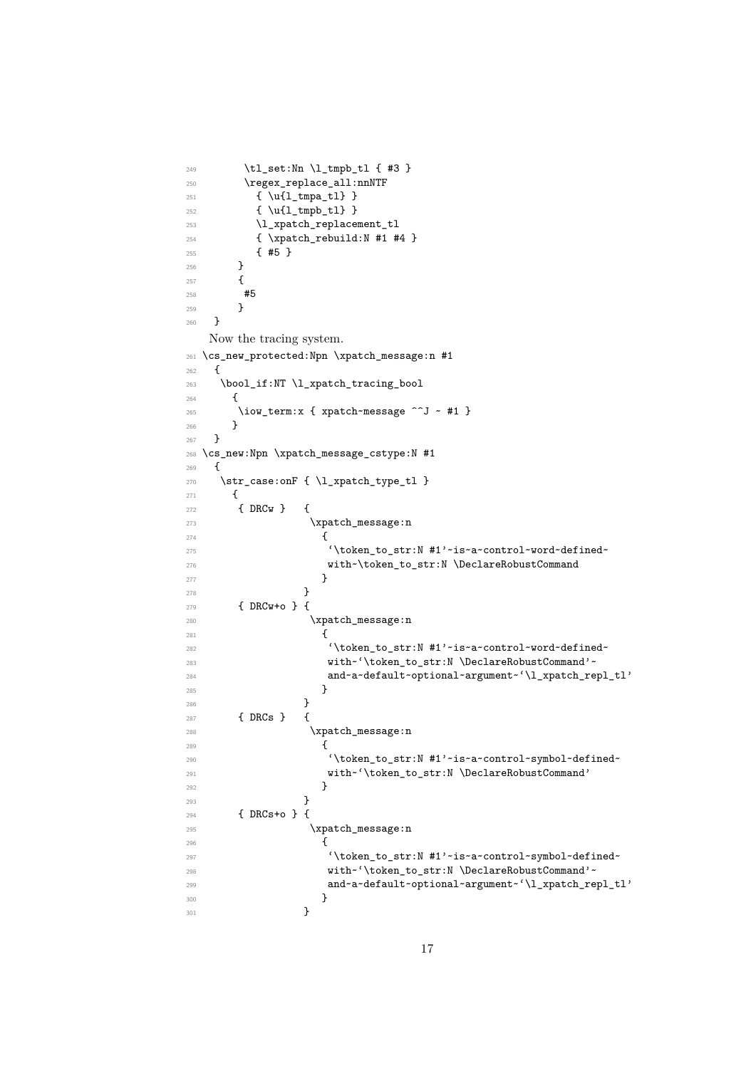```
249        \tl_set:Nn \l_tmpb_tl { #3 }
250        \regex_replace_all:nnNTF
251          { \u{l_tmpa_tl} }
252          { \u{l_tmpb_tl} }
253          \l_xpatch_replacement_tl
254          { \xpatch_rebuild:N #1 #4 }
255          { #5 }
256       }
257       {
258        #5
259       }
260   }
```

Now the tracing system.

```
261 \cs_new_protected:Npn \xpatch_message:n #1
262   {
263    \bool_if:NT \l_xpatch_tracing_bool
264      {
265       \iow_term:x { xpatch~message ^^J ~ #1 }
266      }
267   }
268 \cs_new:Npn \xpatch_message_cstype:N #1
269   {
270    \str_case:onF { \l_xpatch_type_tl }
271      {
272       { DRCw }   {
273                   \xpatch_message:n
274                     {
275                      `\token_to_str:N #1'~is~a~control~word~defined~
276                      with~\token_to_str:N \DeclareRobustCommand
277                     }
278                  }
279       { DRCw+o } {
280                   \xpatch_message:n
281                     {
282                      `\token_to_str:N #1'~is~a~control~word~defined~
283                      with~`\token_to_str:N \DeclareRobustCommand'~
284                      and~a~default~optional~argument~`\l_xpatch_repl_tl'
285                     }
286                  }
287       { DRCs }   {
288                   \xpatch_message:n
289                     {
290                      `\token_to_str:N #1'~is~a~control~symbol~defined~
291                      with~`\token_to_str:N \DeclareRobustCommand'
292                     }
293                  }
294       { DRCs+o } {
295                   \xpatch_message:n
296                     {
297                      `\token_to_str:N #1'~is~a~control~symbol~defined~
298                      with~`\token_to_str:N \DeclareRobustCommand'~
299                      and~a~default~optional~argument~`\l_xpatch_repl_tl'
300                     }
301                  }
```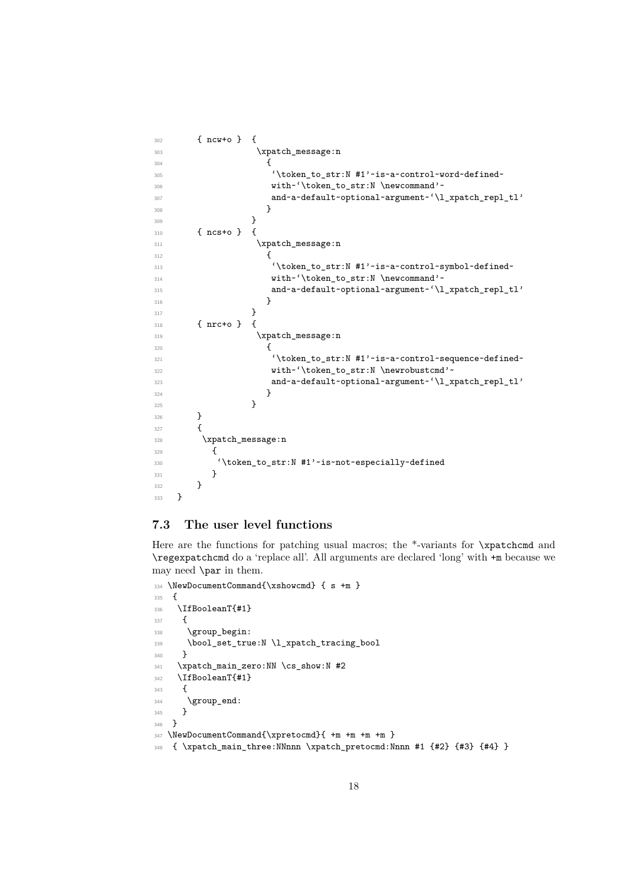```
302     { ncw+o }  {
303                  \xpatch_message:n
304                    {
305                     `\token_to_str:N #1'~is~a~control~word~defined~
306                     with~`\token_to_str:N \newcommand'~
307                     and~a~default~optional~argument~`\l_xpatch_repl_tl'
308                    }
309                 }
310     { ncs+o }  {
311                  \xpatch_message:n
312                    {
313                     `\token_to_str:N #1'~is~a~control~symbol~defined~
314                     with~`\token_to_str:N \newcommand'~
315                     and~a~default~optional~argument~`\l_xpatch_repl_tl'
316                    }
317                 }
318     { nrc+o }  {
319                  \xpatch_message:n
320                    {
321                     `\token_to_str:N #1'~is~a~control~sequence~defined~
322                     with~`\token_to_str:N \newrobustcmd'~
323                     and~a~default~optional~argument~`\l_xpatch_repl_tl'
324                    }
325                 }
326     }
327     {
328      \xpatch_message:n
329        {
330         `\token_to_str:N #1'~is~not~especially~defined
331        }
332     }
333  }
```

### 7.3 The user level functions

Here are the functions for patching usual macros; the *-variants for `\xpatchcmd` and `\regexpatchcmd` do a 'replace all'. All arguments are declared 'long' with `+m` because we may need `\par` in them.

```
334 \NewDocumentCommand{\xshowcmd} { s +m }
335  {
336   \IfBooleanT{#1}
337    {
338     \group_begin:
339     \bool_set_true:N \l_xpatch_tracing_bool
340    }
341   \xpatch_main_zero:NN \cs_show:N #2
342   \IfBooleanT{#1}
343    {
344     \group_end:
345    }
346  }
347 \NewDocumentCommand{\xpretocmd}{ +m +m +m +m }
348  { \xpatch_main_three:NNnnn \xpatch_pretocmd:Nnnn #1 {#2} {#3} {#4} }
```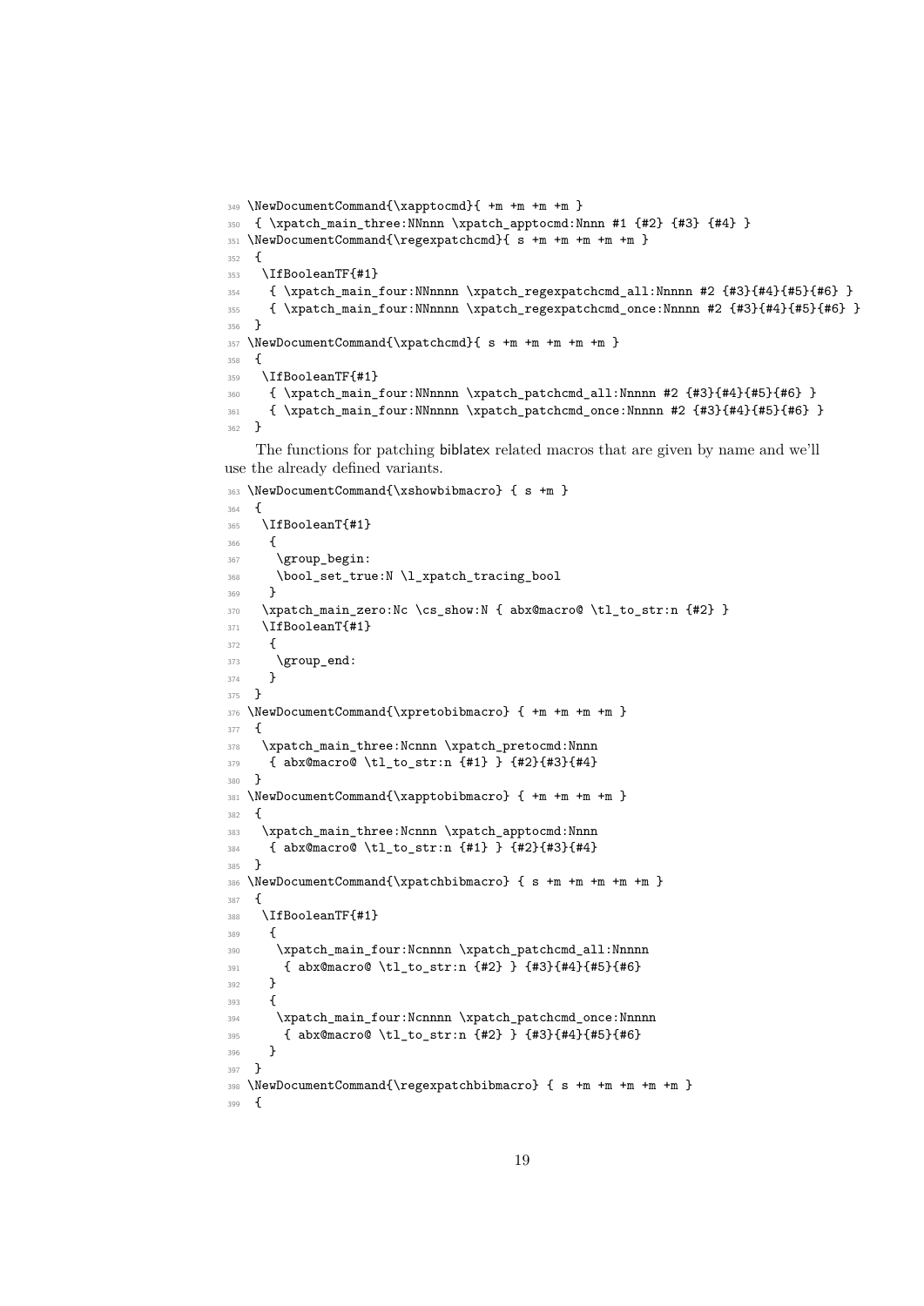```
349 \NewDocumentCommand{\xapptocmd}{ +m +m +m +m }
350  { \xpatch_main_three:NNnnn \xpatch_apptocmd:Nnnn #1 {#2} {#3} {#4} }
351 \NewDocumentCommand{\regexpatchcmd}{ s +m +m +m +m +m }
352  {
353   \IfBooleanTF{#1}
354    { \xpatch_main_four:NNnnnn \xpatch_regexpatchcmd_all:Nnnnn #2 {#3}{#4}{#5}{#6} }
355    { \xpatch_main_four:NNnnnn \xpatch_regexpatchcmd_once:Nnnnn #2 {#3}{#4}{#5}{#6} }
356  }
357 \NewDocumentCommand{\xpatchcmd}{ s +m +m +m +m +m }
358  {
359   \IfBooleanTF{#1}
360    { \xpatch_main_four:NNnnnn \xpatch_patchcmd_all:Nnnnn #2 {#3}{#4}{#5}{#6} }
361    { \xpatch_main_four:NNnnnn \xpatch_patchcmd_once:Nnnnn #2 {#3}{#4}{#5}{#6} }
362  }
```

The functions for patching biblatex related macros that are given by name and we'll use the already defined variants.

```
363 \NewDocumentCommand{\xshowbibmacro} { s +m }
364  {
365   \IfBooleanT{#1}
366    {
367     \group_begin:
368     \bool_set_true:N \l_xpatch_tracing_bool
369    }
370   \xpatch_main_zero:Nc \cs_show:N { abx@macro@ \tl_to_str:n {#2} }
371   \IfBooleanT{#1}
372    {
373     \group_end:
374    }
375  }
376 \NewDocumentCommand{\xpretobibmacro} { +m +m +m +m }
377  {
378   \xpatch_main_three:Ncnnn \xpatch_pretocmd:Nnnn
379    { abx@macro@ \tl_to_str:n {#1} } {#2}{#3}{#4}
380  }
381 \NewDocumentCommand{\xapptobibmacro} { +m +m +m +m }
382  {
383   \xpatch_main_three:Ncnnn \xpatch_apptocmd:Nnnn
384    { abx@macro@ \tl_to_str:n {#1} } {#2}{#3}{#4}
385  }
386 \NewDocumentCommand{\xpatchbibmacro} { s +m +m +m +m +m }
387  {
388   \IfBooleanTF{#1}
389    {
390     \xpatch_main_four:Ncnnnn \xpatch_patchcmd_all:Nnnnn
391      { abx@macro@ \tl_to_str:n {#2} } {#3}{#4}{#5}{#6}
392    }
393    {
394     \xpatch_main_four:Ncnnnn \xpatch_patchcmd_once:Nnnnn
395      { abx@macro@ \tl_to_str:n {#2} } {#3}{#4}{#5}{#6}
396    }
397  }
398 \NewDocumentCommand{\regexpatchbibmacro} { s +m +m +m +m +m }
399  {
```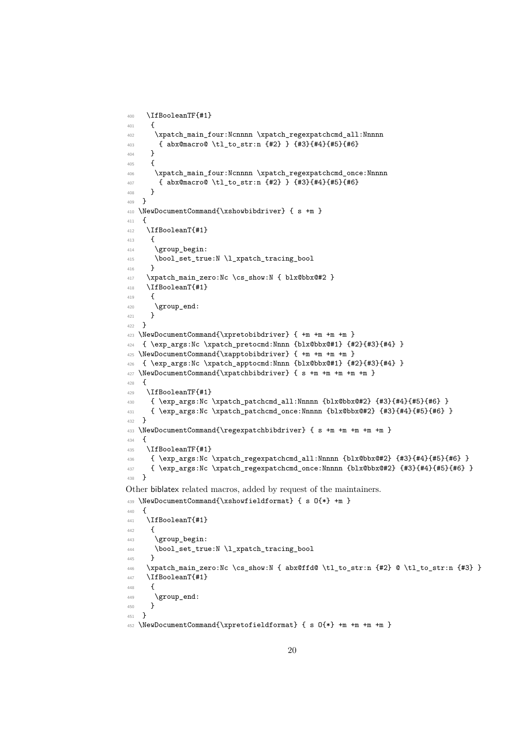```
400   \IfBooleanTF{#1}
401    {
402     \xpatch_main_four:Ncnnnn \xpatch_regexpatchcmd_all:Nnnnn
403      { abx@macro@ \tl_to_str:n {#2} } {#3}{#4}{#5}{#6}
404    }
405    {
406     \xpatch_main_four:Ncnnnn \xpatch_regexpatchcmd_once:Nnnnn
407      { abx@macro@ \tl_to_str:n {#2} } {#3}{#4}{#5}{#6}
408    }
409  }
410 \NewDocumentCommand{\xshowbibdriver} { s +m }
411  {
412   \IfBooleanT{#1}
413    {
414     \group_begin:
415     \bool_set_true:N \l_xpatch_tracing_bool
416    }
417   \xpatch_main_zero:Nc \cs_show:N { blx@bbx@#2 }
418   \IfBooleanT{#1}
419    {
420     \group_end:
421    }
422  }
423 \NewDocumentCommand{\xpretobibdriver} { +m +m +m +m }
424  { \exp_args:Nc \xpatch_pretocmd:Nnnn {blx@bbx@#1} {#2}{#3}{#4} }
425 \NewDocumentCommand{\xapptobibdriver} { +m +m +m +m }
426  { \exp_args:Nc \xpatch_apptocmd:Nnnn {blx@bbx@#1} {#2}{#3}{#4} }
427 \NewDocumentCommand{\xpatchbibdriver} { s +m +m +m +m +m }
428  {
429   \IfBooleanTF{#1}
430    { \exp_args:Nc \xpatch_patchcmd_all:Nnnnn {blx@bbx@#2} {#3}{#4}{#5}{#6} }
431    { \exp_args:Nc \xpatch_patchcmd_once:Nnnnn {blx@bbx@#2} {#3}{#4}{#5}{#6} }
432  }
433 \NewDocumentCommand{\regexpatchbibdriver} { s +m +m +m +m +m }
434  {
435   \IfBooleanTF{#1}
436    { \exp_args:Nc \xpatch_regexpatchcmd_all:Nnnnn {blx@bbx@#2} {#3}{#4}{#5}{#6} }
437    { \exp_args:Nc \xpatch_regexpatchcmd_once:Nnnnn {blx@bbx@#2} {#3}{#4}{#5}{#6} }
438  }
```

Other biblatex related macros, added by request of the maintainers.

```
439 \NewDocumentCommand{\xshowfieldformat} { s O{*} +m }
440  {
441   \IfBooleanT{#1}
442    {
443     \group_begin:
444     \bool_set_true:N \l_xpatch_tracing_bool
445    }
446   \xpatch_main_zero:Nc \cs_show:N { abx@ffd@ \tl_to_str:n {#2} @ \tl_to_str:n {#3} }
447   \IfBooleanT{#1}
448    {
449     \group_end:
450    }
451  }
452 \NewDocumentCommand{\xpretofieldformat} { s O{*} +m +m +m +m }
```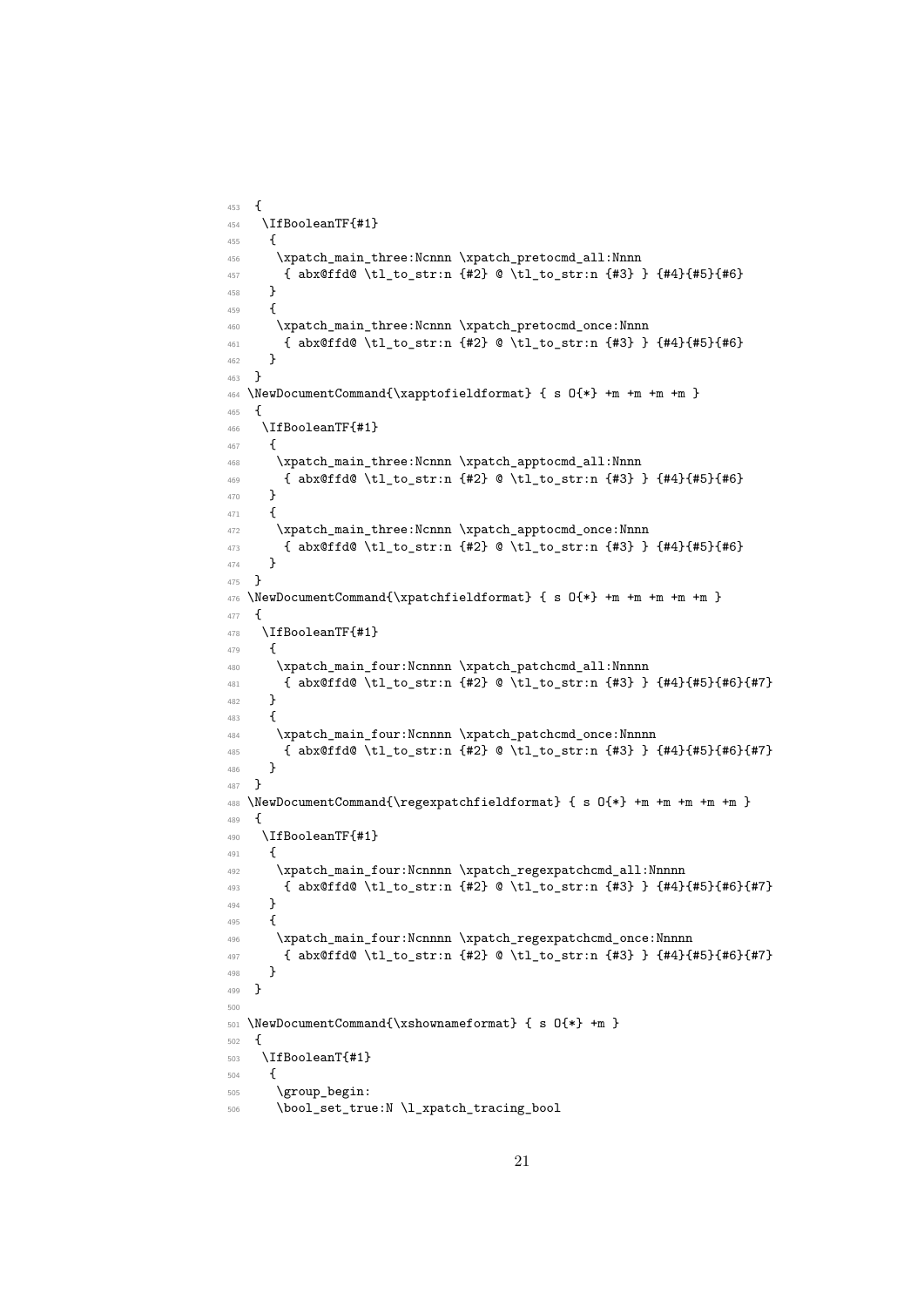```
453 {
454  \IfBooleanTF{#1}
455   {
456    \xpatch_main_three:Ncnnn \xpatch_pretocmd_all:Nnnn
457     { abx@ffd@ \tl_to_str:n {#2} @ \tl_to_str:n {#3} } {#4}{#5}{#6}
458   }
459   {
460    \xpatch_main_three:Ncnnn \xpatch_pretocmd_once:Nnnn
461     { abx@ffd@ \tl_to_str:n {#2} @ \tl_to_str:n {#3} } {#4}{#5}{#6}
462   }
463 }
464 \NewDocumentCommand{\xapptofieldformat} { s O{*} +m +m +m +m }
465 {
466  \IfBooleanTF{#1}
467   {
468    \xpatch_main_three:Ncnnn \xpatch_apptocmd_all:Nnnn
469     { abx@ffd@ \tl_to_str:n {#2} @ \tl_to_str:n {#3} } {#4}{#5}{#6}
470   }
471   {
472    \xpatch_main_three:Ncnnn \xpatch_apptocmd_once:Nnnn
473     { abx@ffd@ \tl_to_str:n {#2} @ \tl_to_str:n {#3} } {#4}{#5}{#6}
474   }
475 }
476 \NewDocumentCommand{\xpatchfieldformat} { s O{*} +m +m +m +m +m }
477 {
478  \IfBooleanTF{#1}
479   {
480    \xpatch_main_four:Ncnnnn \xpatch_patchcmd_all:Nnnnn
481     { abx@ffd@ \tl_to_str:n {#2} @ \tl_to_str:n {#3} } {#4}{#5}{#6}{#7}
482   }
483   {
484    \xpatch_main_four:Ncnnnn \xpatch_patchcmd_once:Nnnnn
485     { abx@ffd@ \tl_to_str:n {#2} @ \tl_to_str:n {#3} } {#4}{#5}{#6}{#7}
486   }
487 }
488 \NewDocumentCommand{\regexpatchfieldformat} { s O{*} +m +m +m +m +m }
489 {
490  \IfBooleanTF{#1}
491   {
492    \xpatch_main_four:Ncnnnn \xpatch_regexpatchcmd_all:Nnnnn
493     { abx@ffd@ \tl_to_str:n {#2} @ \tl_to_str:n {#3} } {#4}{#5}{#6}{#7}
494   }
495   {
496    \xpatch_main_four:Ncnnnn \xpatch_regexpatchcmd_once:Nnnnn
497     { abx@ffd@ \tl_to_str:n {#2} @ \tl_to_str:n {#3} } {#4}{#5}{#6}{#7}
498   }
499 }
500
501 \NewDocumentCommand{\xshownameformat} { s O{*} +m }
502 {
503  \IfBooleanT{#1}
504   {
505    \group_begin:
506    \bool_set_true:N \l_xpatch_tracing_bool
```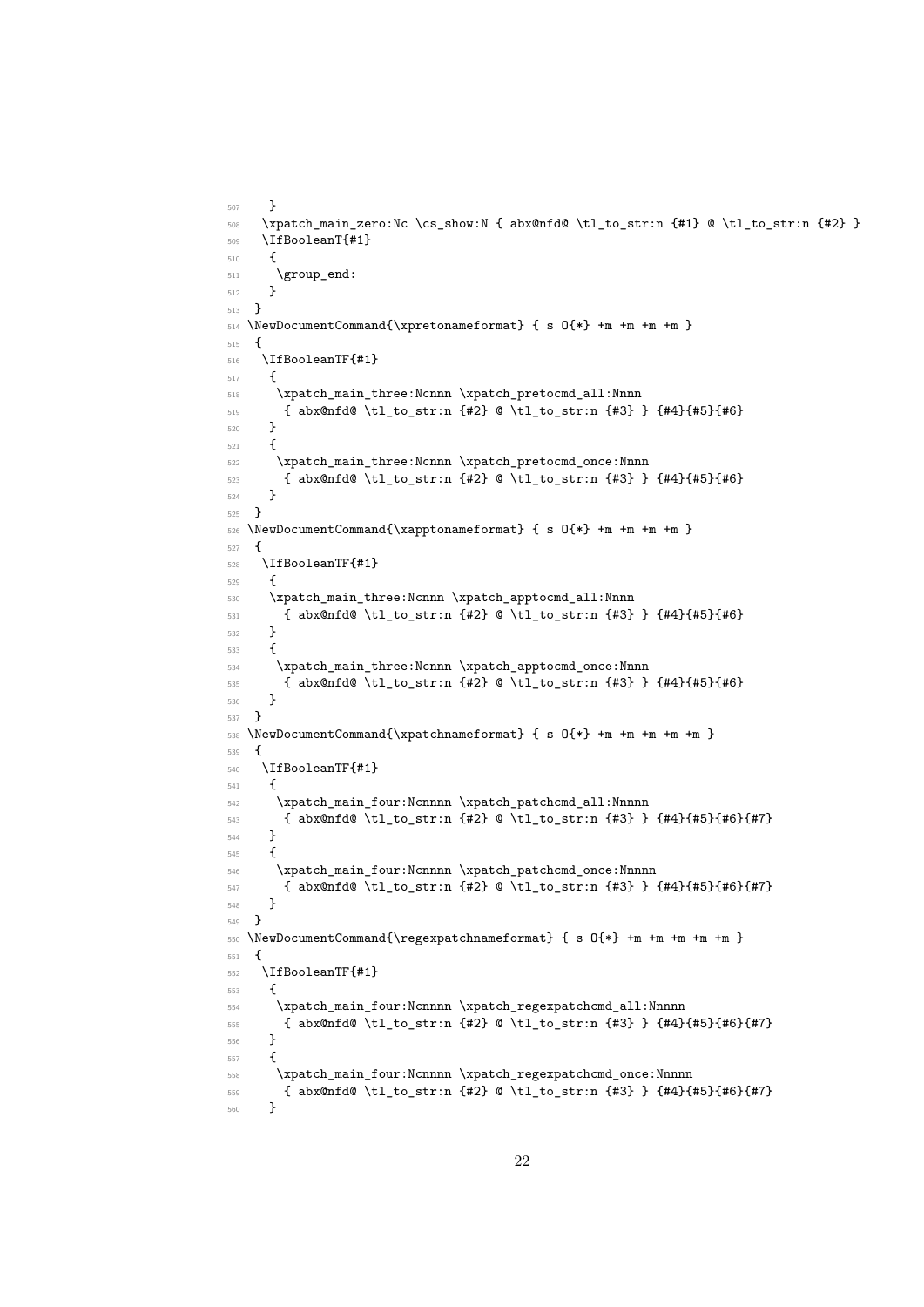```
507     }
508   \xpatch_main_zero:Nc \cs_show:N { abx@nfd@ \tl_to_str:n {#1} @ \tl_to_str:n {#2} }
509   \IfBooleanT{#1}
510     {
511      \group_end:
512     }
513  }
514 \NewDocumentCommand{\xpretonameformat} { s O{*} +m +m +m +m }
515  {
516   \IfBooleanTF{#1}
517     {
518      \xpatch_main_three:Ncnnn \xpatch_pretocmd_all:Nnnn
519       { abx@nfd@ \tl_to_str:n {#2} @ \tl_to_str:n {#3} } {#4}{#5}{#6}
520     }
521     {
522      \xpatch_main_three:Ncnnn \xpatch_pretocmd_once:Nnnn
523       { abx@nfd@ \tl_to_str:n {#2} @ \tl_to_str:n {#3} } {#4}{#5}{#6}
524     }
525  }
526 \NewDocumentCommand{\xapptonameformat} { s O{*} +m +m +m +m }
527  {
528   \IfBooleanTF{#1}
529     {
530     \xpatch_main_three:Ncnnn \xpatch_apptocmd_all:Nnnn
531       { abx@nfd@ \tl_to_str:n {#2} @ \tl_to_str:n {#3} } {#4}{#5}{#6}
532     }
533     {
534      \xpatch_main_three:Ncnnn \xpatch_apptocmd_once:Nnnn
535       { abx@nfd@ \tl_to_str:n {#2} @ \tl_to_str:n {#3} } {#4}{#5}{#6}
536     }
537  }
538 \NewDocumentCommand{\xpatchnameformat} { s O{*} +m +m +m +m +m }
539  {
540   \IfBooleanTF{#1}
541     {
542      \xpatch_main_four:Ncnnnn \xpatch_patchcmd_all:Nnnnn
543       { abx@nfd@ \tl_to_str:n {#2} @ \tl_to_str:n {#3} } {#4}{#5}{#6}{#7}
544     }
545     {
546      \xpatch_main_four:Ncnnnn \xpatch_patchcmd_once:Nnnnn
547       { abx@nfd@ \tl_to_str:n {#2} @ \tl_to_str:n {#3} } {#4}{#5}{#6}{#7}
548     }
549  }
550 \NewDocumentCommand{\regexpatchnameformat} { s O{*} +m +m +m +m +m }
551  {
552   \IfBooleanTF{#1}
553     {
554      \xpatch_main_four:Ncnnnn \xpatch_regexpatchcmd_all:Nnnnn
555       { abx@nfd@ \tl_to_str:n {#2} @ \tl_to_str:n {#3} } {#4}{#5}{#6}{#7}
556     }
557     {
558      \xpatch_main_four:Ncnnnn \xpatch_regexpatchcmd_once:Nnnnn
559       { abx@nfd@ \tl_to_str:n {#2} @ \tl_to_str:n {#3} } {#4}{#5}{#6}{#7}
560     }
```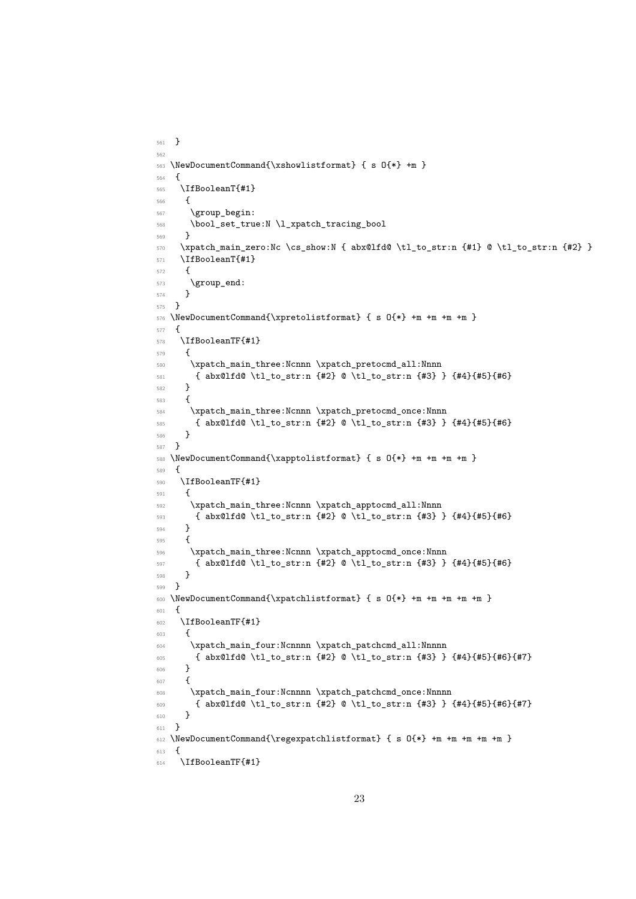```
561 }
562
563 \NewDocumentCommand{\xshowlistformat} { s O{*} +m }
564  {
565   \IfBooleanT{#1}
566    {
567     \group_begin:
568     \bool_set_true:N \l_xpatch_tracing_bool
569    }
570   \xpatch_main_zero:Nc \cs_show:N { abx@lfd@ \tl_to_str:n {#1} @ \tl_to_str:n {#2} }
571   \IfBooleanT{#1}
572    {
573     \group_end:
574    }
575  }
576 \NewDocumentCommand{\xpretolistformat} { s O{*} +m +m +m +m }
577  {
578   \IfBooleanTF{#1}
579    {
580     \xpatch_main_three:Ncnnn \xpatch_pretocmd_all:Nnnn
581      { abx@lfd@ \tl_to_str:n {#2} @ \tl_to_str:n {#3} } {#4}{#5}{#6}
582    }
583    {
584     \xpatch_main_three:Ncnnn \xpatch_pretocmd_once:Nnnn
585      { abx@lfd@ \tl_to_str:n {#2} @ \tl_to_str:n {#3} } {#4}{#5}{#6}
586    }
587  }
588 \NewDocumentCommand{\xapptolistformat} { s O{*} +m +m +m +m }
589  {
590   \IfBooleanTF{#1}
591    {
592     \xpatch_main_three:Ncnnn \xpatch_apptocmd_all:Nnnn
593      { abx@lfd@ \tl_to_str:n {#2} @ \tl_to_str:n {#3} } {#4}{#5}{#6}
594    }
595    {
596     \xpatch_main_three:Ncnnn \xpatch_apptocmd_once:Nnnn
597      { abx@lfd@ \tl_to_str:n {#2} @ \tl_to_str:n {#3} } {#4}{#5}{#6}
598    }
599  }
600 \NewDocumentCommand{\xpatchlistformat} { s O{*} +m +m +m +m +m }
601  {
602   \IfBooleanTF{#1}
603    {
604     \xpatch_main_four:Ncnnnn \xpatch_patchcmd_all:Nnnnn
605      { abx@lfd@ \tl_to_str:n {#2} @ \tl_to_str:n {#3} } {#4}{#5}{#6}{#7}
606    }
607    {
608     \xpatch_main_four:Ncnnnn \xpatch_patchcmd_once:Nnnnn
609      { abx@lfd@ \tl_to_str:n {#2} @ \tl_to_str:n {#3} } {#4}{#5}{#6}{#7}
610    }
611  }
612 \NewDocumentCommand{\regexpatchlistformat} { s O{*} +m +m +m +m +m }
613  {
614   \IfBooleanTF{#1}
```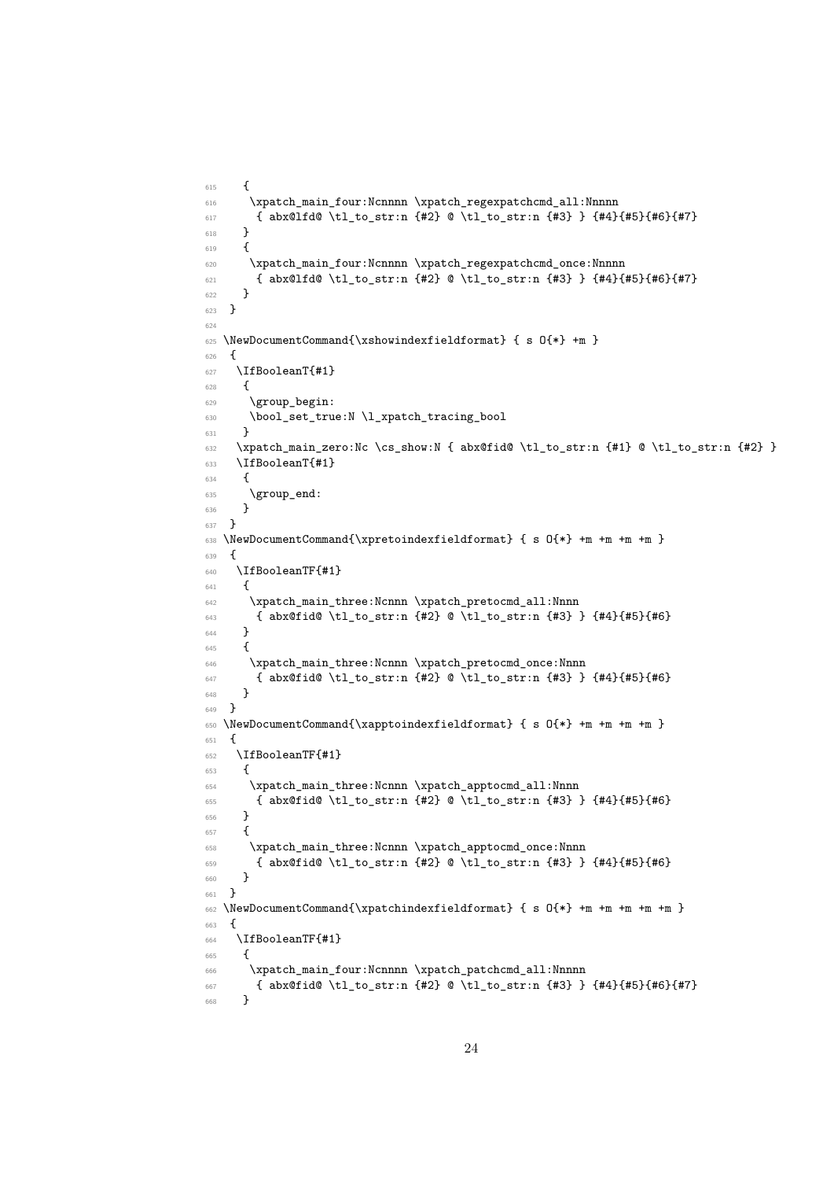```
615   {
616    \xpatch_main_four:Ncnnnn \xpatch_regexpatchcmd_all:Nnnnn
617     { abx@lfd@ \tl_to_str:n {#2} @ \tl_to_str:n {#3} } {#4}{#5}{#6}{#7}
618   }
619   {
620    \xpatch_main_four:Ncnnnn \xpatch_regexpatchcmd_once:Nnnnn
621     { abx@lfd@ \tl_to_str:n {#2} @ \tl_to_str:n {#3} } {#4}{#5}{#6}{#7}
622   }
623 }
624
625 \NewDocumentCommand{\xshowindexfieldformat} { s O{*} +m }
626 {
627  \IfBooleanT{#1}
628   {
629    \group_begin:
630    \bool_set_true:N \l_xpatch_tracing_bool
631   }
632  \xpatch_main_zero:Nc \cs_show:N { abx@fid@ \tl_to_str:n {#1} @ \tl_to_str:n {#2} }
633  \IfBooleanT{#1}
634   {
635    \group_end:
636   }
637 }
638 \NewDocumentCommand{\xpretoindexfieldformat} { s O{*} +m +m +m +m }
639 {
640  \IfBooleanTF{#1}
641   {
642    \xpatch_main_three:Ncnnn \xpatch_pretocmd_all:Nnnn
643     { abx@fid@ \tl_to_str:n {#2} @ \tl_to_str:n {#3} } {#4}{#5}{#6}
644   }
645   {
646    \xpatch_main_three:Ncnnn \xpatch_pretocmd_once:Nnnn
647     { abx@fid@ \tl_to_str:n {#2} @ \tl_to_str:n {#3} } {#4}{#5}{#6}
648   }
649 }
650 \NewDocumentCommand{\xapptoindexfieldformat} { s O{*} +m +m +m +m }
651 {
652  \IfBooleanTF{#1}
653   {
654    \xpatch_main_three:Ncnnn \xpatch_apptocmd_all:Nnnn
655     { abx@fid@ \tl_to_str:n {#2} @ \tl_to_str:n {#3} } {#4}{#5}{#6}
656   }
657   {
658    \xpatch_main_three:Ncnnn \xpatch_apptocmd_once:Nnnn
659     { abx@fid@ \tl_to_str:n {#2} @ \tl_to_str:n {#3} } {#4}{#5}{#6}
660   }
661 }
662 \NewDocumentCommand{\xpatchindexfieldformat} { s O{*} +m +m +m +m +m }
663 {
664  \IfBooleanTF{#1}
665   {
666    \xpatch_main_four:Ncnnnn \xpatch_patchcmd_all:Nnnnn
667     { abx@fid@ \tl_to_str:n {#2} @ \tl_to_str:n {#3} } {#4}{#5}{#6}{#7}
668   }
```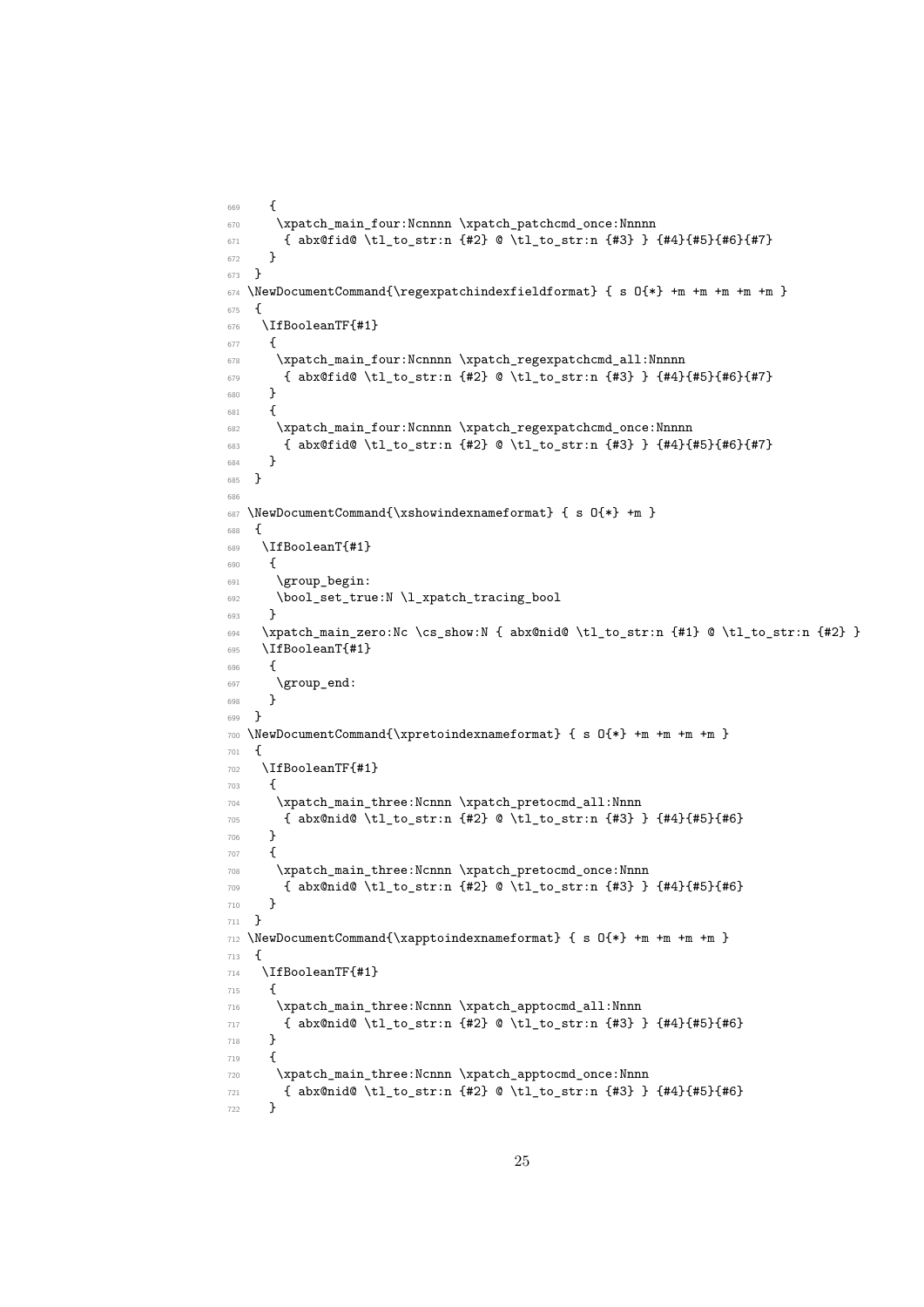```
669    {
670     \xpatch_main_four:Ncnnnn \xpatch_patchcmd_once:Nnnnn
671      { abx@fid@ \tl_to_str:n {#2} @ \tl_to_str:n {#3} } {#4}{#5}{#6}{#7}
672    }
673  }
674 \NewDocumentCommand{\regexpatchindexfieldformat} { s O{*} +m +m +m +m +m }
675  {
676   \IfBooleanTF{#1}
677    {
678     \xpatch_main_four:Ncnnnn \xpatch_regexpatchcmd_all:Nnnnn
679      { abx@fid@ \tl_to_str:n {#2} @ \tl_to_str:n {#3} } {#4}{#5}{#6}{#7}
680    }
681    {
682     \xpatch_main_four:Ncnnnn \xpatch_regexpatchcmd_once:Nnnnn
683      { abx@fid@ \tl_to_str:n {#2} @ \tl_to_str:n {#3} } {#4}{#5}{#6}{#7}
684    }
685  }
686
687 \NewDocumentCommand{\xshowindexnameformat} { s O{*} +m }
688  {
689   \IfBooleanT{#1}
690    {
691     \group_begin:
692     \bool_set_true:N \l_xpatch_tracing_bool
693    }
694   \xpatch_main_zero:Nc \cs_show:N { abx@nid@ \tl_to_str:n {#1} @ \tl_to_str:n {#2} }
695   \IfBooleanT{#1}
696    {
697     \group_end:
698    }
699  }
700 \NewDocumentCommand{\xpretoindexnameformat} { s O{*} +m +m +m +m }
701  {
702   \IfBooleanTF{#1}
703    {
704     \xpatch_main_three:Ncnnn \xpatch_pretocmd_all:Nnnn
705      { abx@nid@ \tl_to_str:n {#2} @ \tl_to_str:n {#3} } {#4}{#5}{#6}
706    }
707    {
708     \xpatch_main_three:Ncnnn \xpatch_pretocmd_once:Nnnn
709      { abx@nid@ \tl_to_str:n {#2} @ \tl_to_str:n {#3} } {#4}{#5}{#6}
710    }
711  }
712 \NewDocumentCommand{\xapptoindexnameformat} { s O{*} +m +m +m +m }
713  {
714   \IfBooleanTF{#1}
715    {
716     \xpatch_main_three:Ncnnn \xpatch_apptocmd_all:Nnnn
717      { abx@nid@ \tl_to_str:n {#2} @ \tl_to_str:n {#3} } {#4}{#5}{#6}
718    }
719    {
720     \xpatch_main_three:Ncnnn \xpatch_apptocmd_once:Nnnn
721      { abx@nid@ \tl_to_str:n {#2} @ \tl_to_str:n {#3} } {#4}{#5}{#6}
722    }
```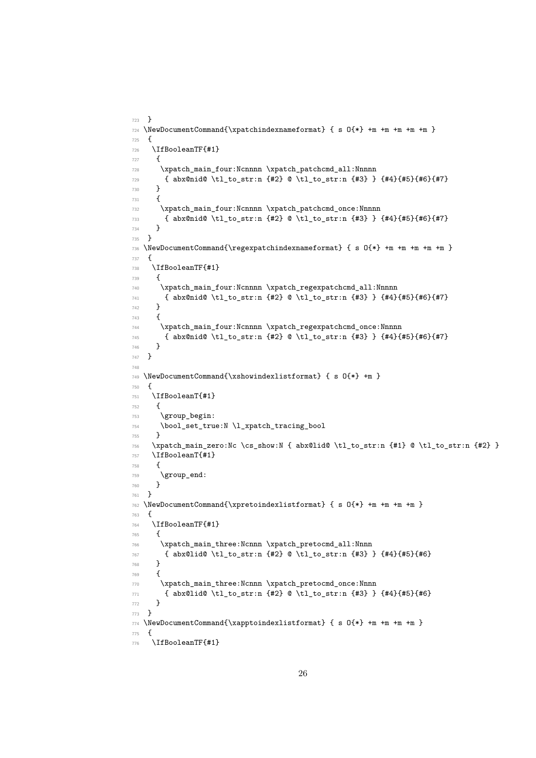```
723 }
724 \NewDocumentCommand{\xpatchindexnameformat} { s O{*} +m +m +m +m +m }
725  {
726   \IfBooleanTF{#1}
727    {
728     \xpatch_main_four:Ncnnnn \xpatch_patchcmd_all:Nnnnn
729      { abx@nid@ \tl_to_str:n {#2} @ \tl_to_str:n {#3} } {#4}{#5}{#6}{#7}
730    }
731    {
732     \xpatch_main_four:Ncnnnn \xpatch_patchcmd_once:Nnnnn
733      { abx@nid@ \tl_to_str:n {#2} @ \tl_to_str:n {#3} } {#4}{#5}{#6}{#7}
734    }
735  }
736 \NewDocumentCommand{\regexpatchindexnameformat} { s O{*} +m +m +m +m +m }
737  {
738   \IfBooleanTF{#1}
739    {
740     \xpatch_main_four:Ncnnnn \xpatch_regexpatchcmd_all:Nnnnn
741      { abx@nid@ \tl_to_str:n {#2} @ \tl_to_str:n {#3} } {#4}{#5}{#6}{#7}
742    }
743    {
744     \xpatch_main_four:Ncnnnn \xpatch_regexpatchcmd_once:Nnnnn
745      { abx@nid@ \tl_to_str:n {#2} @ \tl_to_str:n {#3} } {#4}{#5}{#6}{#7}
746    }
747  }
748 
749 \NewDocumentCommand{\xshowindexlistformat} { s O{*} +m }
750  {
751   \IfBooleanT{#1}
752    {
753     \group_begin:
754     \bool_set_true:N \l_xpatch_tracing_bool
755    }
756   \xpatch_main_zero:Nc \cs_show:N { abx@lid@ \tl_to_str:n {#1} @ \tl_to_str:n {#2} }
757   \IfBooleanT{#1}
758    {
759     \group_end:
760    }
761  }
762 \NewDocumentCommand{\xpretoindexlistformat} { s O{*} +m +m +m +m }
763  {
764   \IfBooleanTF{#1}
765    {
766     \xpatch_main_three:Ncnnn \xpatch_pretocmd_all:Nnnn
767      { abx@lid@ \tl_to_str:n {#2} @ \tl_to_str:n {#3} } {#4}{#5}{#6}
768    }
769    {
770     \xpatch_main_three:Ncnnn \xpatch_pretocmd_once:Nnnn
771      { abx@lid@ \tl_to_str:n {#2} @ \tl_to_str:n {#3} } {#4}{#5}{#6}
772    }
773  }
774 \NewDocumentCommand{\xapptoindexlistformat} { s O{*} +m +m +m +m }
775  {
776   \IfBooleanTF{#1}
```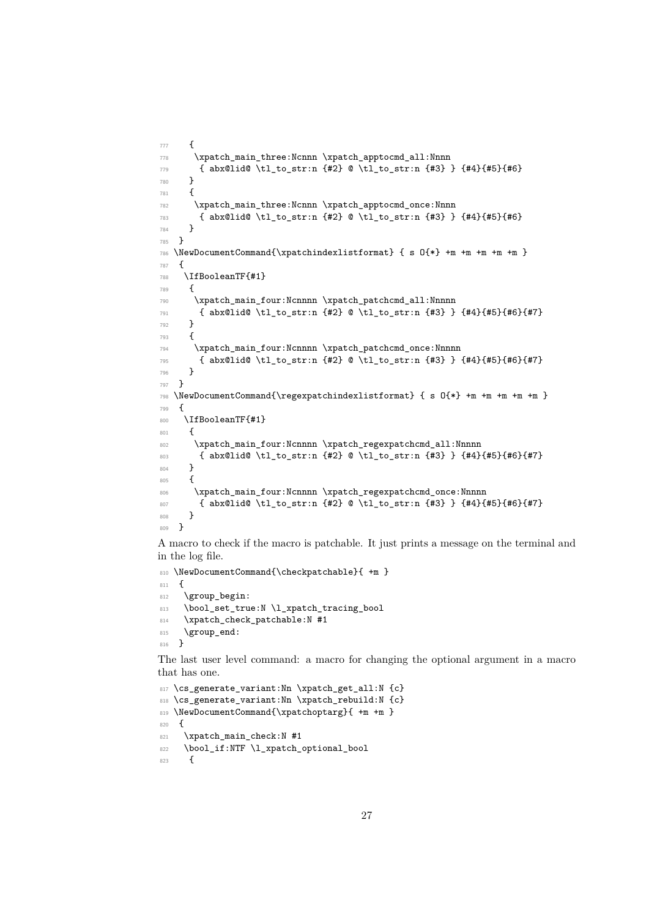```
777    {
778     \xpatch_main_three:Ncnnn \xpatch_apptocmd_all:Nnnn
779      { abx@lid@ \tl_to_str:n {#2} @ \tl_to_str:n {#3} } {#4}{#5}{#6}
780    }
781    {
782     \xpatch_main_three:Ncnnn \xpatch_apptocmd_once:Nnnn
783      { abx@lid@ \tl_to_str:n {#2} @ \tl_to_str:n {#3} } {#4}{#5}{#6}
784    }
785  }
786 \NewDocumentCommand{\xpatchindexlistformat} { s O{*} +m +m +m +m +m }
787  {
788   \IfBooleanTF{#1}
789    {
790     \xpatch_main_four:Ncnnnn \xpatch_patchcmd_all:Nnnnn
791      { abx@lid@ \tl_to_str:n {#2} @ \tl_to_str:n {#3} } {#4}{#5}{#6}{#7}
792    }
793    {
794     \xpatch_main_four:Ncnnnn \xpatch_patchcmd_once:Nnnnn
795      { abx@lid@ \tl_to_str:n {#2} @ \tl_to_str:n {#3} } {#4}{#5}{#6}{#7}
796    }
797  }
798 \NewDocumentCommand{\regexpatchindexlistformat} { s O{*} +m +m +m +m +m }
799  {
800   \IfBooleanTF{#1}
801    {
802     \xpatch_main_four:Ncnnnn \xpatch_regexpatchcmd_all:Nnnnn
803      { abx@lid@ \tl_to_str:n {#2} @ \tl_to_str:n {#3} } {#4}{#5}{#6}{#7}
804    }
805    {
806     \xpatch_main_four:Ncnnnn \xpatch_regexpatchcmd_once:Nnnnn
807      { abx@lid@ \tl_to_str:n {#2} @ \tl_to_str:n {#3} } {#4}{#5}{#6}{#7}
808    }
809  }
```

A macro to check if the macro is patchable. It just prints a message on the terminal and in the log file.

```
810 \NewDocumentCommand{\checkpatchable}{ +m }
811  {
812   \group_begin:
813   \bool_set_true:N \l_xpatch_tracing_bool
814   \xpatch_check_patchable:N #1
815   \group_end:
816  }
```

The last user level command: a macro for changing the optional argument in a macro that has one.

```
817 \cs_generate_variant:Nn \xpatch_get_all:N {c}
818 \cs_generate_variant:Nn \xpatch_rebuild:N {c}
819 \NewDocumentCommand{\xpatchoptarg}{ +m +m }
820  {
821   \xpatch_main_check:N #1
822   \bool_if:NTF \l_xpatch_optional_bool
823    {
```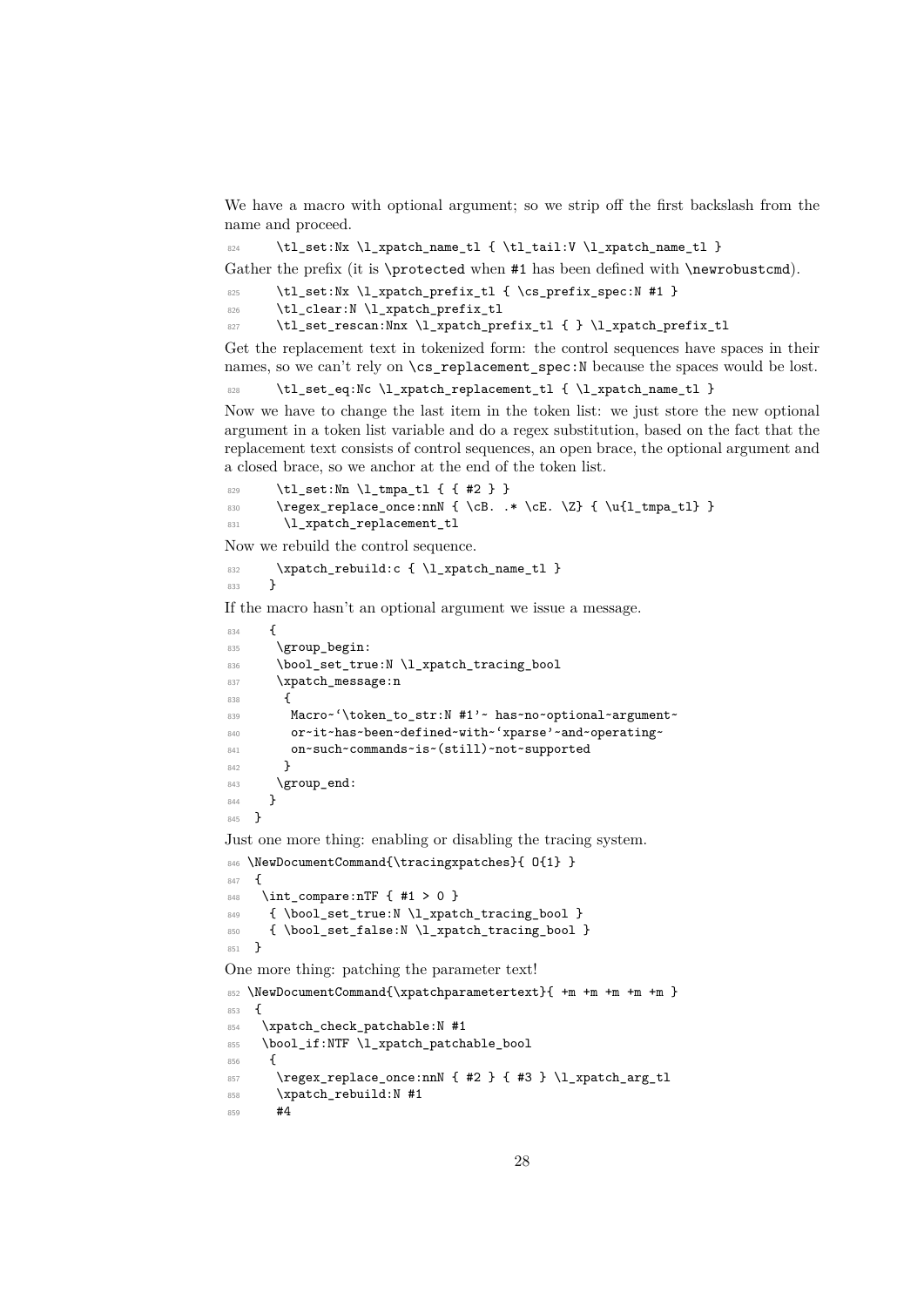We have a macro with optional argument; so we strip off the first backslash from the name and proceed.

```
824     \tl_set:Nx \l_xpatch_name_tl { \tl_tail:V \l_xpatch_name_tl }
```

Gather the prefix (it is `\protected` when `#1` has been defined with `\newrobustcmd`).

```
825     \tl_set:Nx \l_xpatch_prefix_tl { \cs_prefix_spec:N #1 }
826     \tl_clear:N \l_xpatch_prefix_tl
827     \tl_set_rescan:Nnx \l_xpatch_prefix_tl { } \l_xpatch_prefix_tl
```

Get the replacement text in tokenized form: the control sequences have spaces in their names, so we can't rely on `\cs_replacement_spec:N` because the spaces would be lost.

```
828     \tl_set_eq:Nc \l_xpatch_replacement_tl { \l_xpatch_name_tl }
```

Now we have to change the last item in the token list: we just store the new optional argument in a token list variable and do a regex substitution, based on the fact that the replacement text consists of control sequences, an open brace, the optional argument and a closed brace, so we anchor at the end of the token list.

```
829     \tl_set:Nn \l_tmpa_tl { { #2 } }
830     \regex_replace_once:nnN { \cB. .* \cE. \Z} { \u{l_tmpa_tl} }
831      \l_xpatch_replacement_tl
```

Now we rebuild the control sequence.

```
832     \xpatch_rebuild:c { \l_xpatch_name_tl }
833    }
```

If the macro hasn't an optional argument we issue a message.

```
834    {
835     \group_begin:
836     \bool_set_true:N \l_xpatch_tracing_bool
837     \xpatch_message:n
838      {
839       Macro~`\token_to_str:N #1'~ has~no~optional~argument~
840       or~it~has~been~defined~with~`xparse'~and~operating~
841       on~such~commands~is~(still)~not~supported
842      }
843     \group_end:
844    }
845 }
```

Just one more thing: enabling or disabling the tracing system.

```
846 \NewDocumentCommand{\tracingxpatches}{ O{1} }
847  {
848   \int_compare:nTF { #1 > 0 }
849    { \bool_set_true:N \l_xpatch_tracing_bool }
850    { \bool_set_false:N \l_xpatch_tracing_bool }
851  }
```

One more thing: patching the parameter text!

```
852 \NewDocumentCommand{\xpatchparametertext}{ +m +m +m +m +m }
853  {
854   \xpatch_check_patchable:N #1
855   \bool_if:NTF \l_xpatch_patchable_bool
856    {
857     \regex_replace_once:nnN { #2 } { #3 } \l_xpatch_arg_tl
858     \xpatch_rebuild:N #1
859     #4
```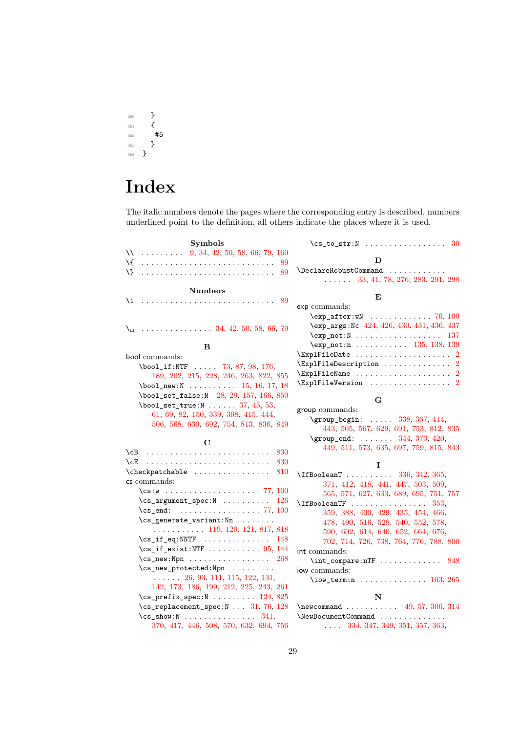```
860     }
861     {
862      #5
863     }
864   }
```

# Index

The italic numbers denote the pages where the corresponding entry is described, numbers underlined point to the definition, all others indicate the places where it is used.

**Symbols**

\\\\ . . . . . . . . . 9, 34, 42, 50, 58, 66, 79, 160
\\{ . . . . . . . . . . . . . . . . . . . . . . . . . . . 89
\\} . . . . . . . . . . . . . . . . . . . . . . . . . . . 89

**Numbers**

\1 . . . . . . . . . . . . . . . . . . . . . . . . . . . 89

\␣ . . . . . . . . . . . . . . . 34, 42, 50, 58, 66, 79

**B**

bool commands:
- \bool_if:NTF . . . . . 73, 87, 98, 176, 189, 202, 215, 228, 246, 263, 822, 855
- \bool_new:N . . . . . . . . . . 15, 16, 17, 18
- \bool_set_false:N 28, 29, 157, 166, 850
- \bool_set_true:N . . . . . . 37, 45, 53, 61, 69, 82, 150, 339, 368, 415, 444, 506, 568, 630, 692, 754, 813, 836, 849

**C**

\cB . . . . . . . . . . . . . . . . . . . . . . . . . 830
\cE . . . . . . . . . . . . . . . . . . . . . . . . . 830
\checkpatchable . . . . . . . . . . . . . . . . 810
cs commands:
- \cs:w . . . . . . . . . . . . . . . . . . . . 77, 100
- \cs_argument_spec:N . . . . . . . . . . 126
- \cs_end: . . . . . . . . . . . . . . . . . . 77, 100
- \cs_generate_variant:Nn . . . . . . . . . . . . . . . . . . . 119, 120, 121, 817, 818
- \cs_if_eq:NNTF . . . . . . . . . . . . . . 148
- \cs_if_exist:NTF . . . . . . . . . . . 95, 144
- \cs_new:Npn . . . . . . . . . . . . . . . . . 268
- \cs_new_protected:Npn . . . . . . . . . . . . . . 26, 93, 111, 115, 122, 131, 142, 173, 186, 199, 212, 225, 243, 261
- \cs_prefix_spec:N . . . . . . . . . 124, 825
- \cs_replacement_spec:N . . . 31, 76, 128
- \cs_show:N . . . . . . . . . . . . . . . 341, 370, 417, 446, 508, 570, 632, 694, 756
- \cs_to_str:N . . . . . . . . . . . . . . . . . 30

**D**

\DeclareRobustCommand . . . . . . . . . . . . . . . . . 33, 41, 78, 276, 283, 291, 298

**E**

exp commands:
- \exp_after:wN . . . . . . . . . . . . . 76, 100
- \exp_args:Nc 424, 426, 430, 431, 436, 437
- \exp_not:N . . . . . . . . . . . . . . . . . . 137
- \exp_not:n . . . . . . . . . . . 135, 138, 139

\ExplFileDate . . . . . . . . . . . . . . . . . . . . 2
\ExplFileDescription . . . . . . . . . . . . . . 2
\ExplFileName . . . . . . . . . . . . . . . . . . . . 2
\ExplFileVersion . . . . . . . . . . . . . . . . . 2

**G**

group commands:
- \group_begin: . . . . . 338, 367, 414, 443, 505, 567, 629, 691, 753, 812, 835
- \group_end: . . . . . . . 344, 373, 420, 449, 511, 573, 635, 697, 759, 815, 843

**I**

\IfBooleanT . . . . . . . . . . 336, 342, 365, 371, 412, 418, 441, 447, 503, 509, 565, 571, 627, 633, 689, 695, 751, 757
\IfBooleanTF . . . . . . . . . . . . . . . . 353, 359, 388, 400, 429, 435, 454, 466, 478, 490, 516, 528, 540, 552, 578, 590, 602, 614, 640, 652, 664, 676, 702, 714, 726, 738, 764, 776, 788, 800

int commands:
- \int_compare:nTF . . . . . . . . . . . . . 848

iow commands:
- \iow_term:n . . . . . . . . . . . . . . 103, 265

**N**

\newcommand . . . . . . . . . . . 49, 57, 306, 314
\NewDocumentCommand . . . . . . . . . . . . . . . . 334, 347, 349, 351, 357, 363,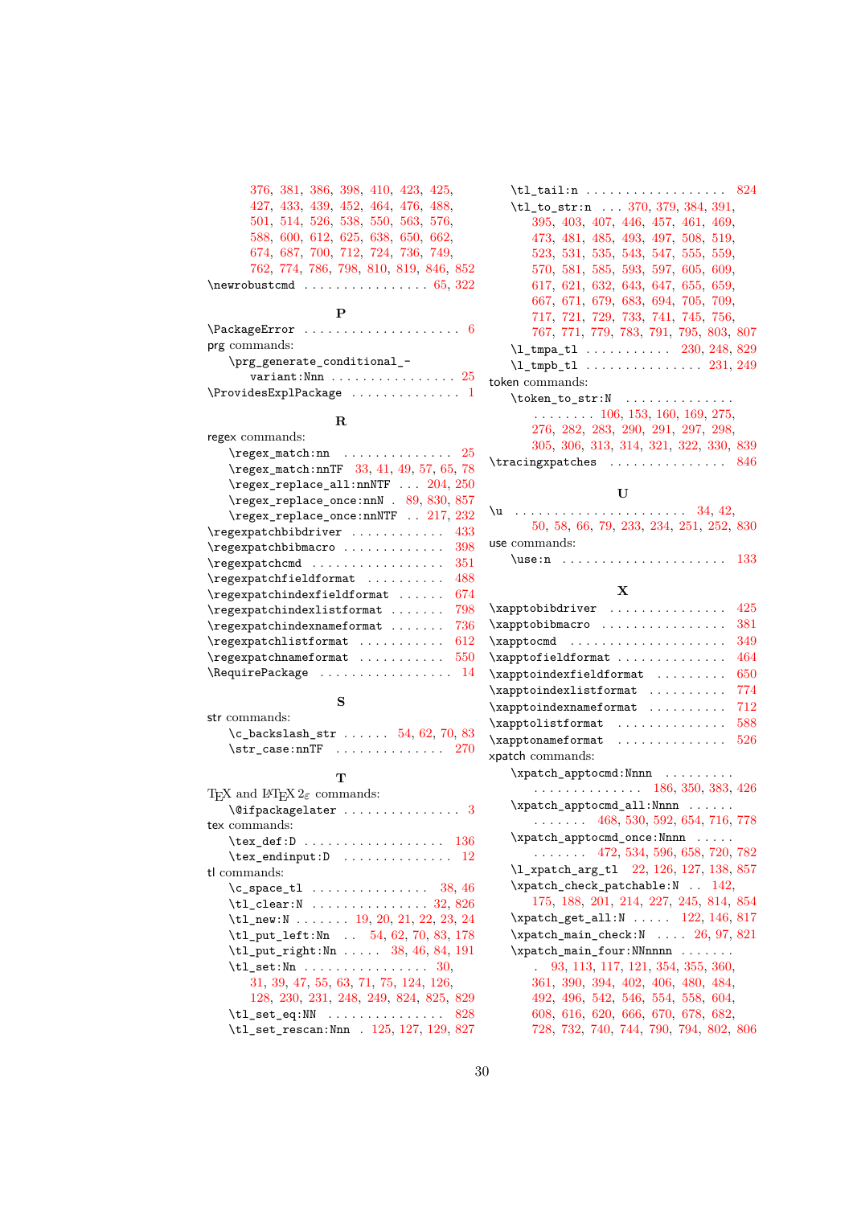376, 381, 386, 398, 410, 423, 425, 427, 433, 439, 452, 464, 476, 488, 501, 514, 526, 538, 550, 563, 576, 588, 600, 612, 625, 638, 650, 662, 674, 687, 700, 712, 724, 736, 749, 762, 774, 786, 798, 810, 819, 846, 852

\newrobustcmd . . . . . . . . . . . . . . . . 65, 322

**P**

\PackageError . . . . . . . . . . . . . . . . . . . . 6

prg commands:

    \prg_generate_conditional_-variant:Nnn . . . . . . . . . . . . . . . . 25

\ProvidesExplPackage . . . . . . . . . . . . . . 1

**R**

regex commands:

    \regex_match:nn . . . . . . . . . . . . . . 25
    \regex_match:nnTF 33, 41, 49, 57, 65, 78
    \regex_replace_all:nnNTF . . . 204, 250
    \regex_replace_once:nnN . 89, 830, 857
    \regex_replace_once:nnNTF . . 217, 232

\regexpatchbibdriver . . . . . . . . . . . . 433
\regexpatchbibmacro . . . . . . . . . . . . 398
\regexpatchcmd . . . . . . . . . . . . . . . . . 351
\regexpatchfieldformat . . . . . . . . . . 488
\regexpatchindexfieldformat . . . . . . 674
\regexpatchindexlistformat . . . . . . . 798
\regexpatchindexnameformat . . . . . . . 736
\regexpatchlistformat . . . . . . . . . . . 612
\regexpatchnameformat . . . . . . . . . . . 550
\RequirePackage . . . . . . . . . . . . . . . . . 14

**S**

str commands:

    \c_backslash_str . . . . . . 54, 62, 70, 83
    \str_case:nnTF . . . . . . . . . . . . . . 270

**T**

TeX and LaTeX 2ε commands:

    \@ifpackagelater . . . . . . . . . . . . . . . 3

tex commands:

    \tex_def:D . . . . . . . . . . . . . . . . . . 136
    \tex_endinput:D . . . . . . . . . . . . . . 12

tl commands:

    \c_space_tl . . . . . . . . . . . . . . . 38, 46
    \tl_clear:N . . . . . . . . . . . . . . . 32, 826
    \tl_new:N . . . . . . . 19, 20, 21, 22, 23, 24
    \tl_put_left:Nn . . 54, 62, 70, 83, 178
    \tl_put_right:Nn . . . . . 38, 46, 84, 191
    \tl_set:Nn . . . . . . . . . . . . . . . . 30, 31, 39, 47, 55, 63, 71, 75, 124, 126, 128, 230, 231, 248, 249, 824, 825, 829
    \tl_set_eq:NN . . . . . . . . . . . . . . . 828
    \tl_set_rescan:Nnn . 125, 127, 129, 827
    \tl_tail:n . . . . . . . . . . . . . . . . . . 824
    \tl_to_str:n . . . 370, 379, 384, 391, 395, 403, 407, 446, 457, 461, 469, 473, 481, 485, 493, 497, 508, 519, 523, 531, 535, 543, 547, 555, 559, 570, 581, 585, 593, 597, 605, 609, 617, 621, 632, 643, 647, 655, 659, 667, 671, 679, 683, 694, 705, 709, 717, 721, 729, 733, 741, 745, 756, 767, 771, 779, 783, 791, 795, 803, 807
    \l_tmpa_tl . . . . . . . . . . . 230, 248, 829
    \l_tmpb_tl . . . . . . . . . . . . . . . 231, 249

token commands:

    \token_to_str:N . . . . . . . . . . . . . . . . . . . . . 106, 153, 160, 169, 275, 276, 282, 283, 290, 291, 297, 298, 305, 306, 313, 314, 321, 322, 330, 839

\tracingxpatches . . . . . . . . . . . . . . . 846

**U**

\u . . . . . . . . . . . . . . . . . . . . . . 34, 42, 50, 58, 66, 79, 233, 234, 251, 252, 830

use commands:

    \use:n . . . . . . . . . . . . . . . . . . . . . 133

**X**

\xapptobibdriver . . . . . . . . . . . . . . . 425
\xapptobibmacro . . . . . . . . . . . . . . . . 381
\xapptocmd . . . . . . . . . . . . . . . . . . . . 349
\xapptofieldformat . . . . . . . . . . . . . . 464
\xapptoindexfieldformat . . . . . . . . . 650
\xapptoindexlistformat . . . . . . . . . . 774
\xapptoindexnameformat . . . . . . . . . . 712
\xapptolistformat . . . . . . . . . . . . . . 588
\xapptonameformat . . . . . . . . . . . . . . 526

xpatch commands:

    \xpatch_apptocmd:Nnnn . . . . . . . . . . . . . . . . . . . . . . . 186, 350, 383, 426
    \xpatch_apptocmd_all:Nnnn . . . . . . . . . . . . . 468, 530, 592, 654, 716, 778
    \xpatch_apptocmd_once:Nnnn . . . . . . . . . . . 472, 534, 596, 658, 720, 782
    \l_xpatch_arg_tl 22, 126, 127, 138, 857
    \xpatch_check_patchable:N . . 142, 175, 188, 201, 214, 227, 245, 814, 854
    \xpatch_get_all:N . . . . . 122, 146, 817
    \xpatch_main_check:N . . . . 26, 97, 821
    \xpatch_main_four:NNnnnn . . . . . . . . 93, 113, 117, 121, 354, 355, 360, 361, 390, 394, 402, 406, 480, 484, 492, 496, 542, 546, 554, 558, 604, 608, 616, 620, 666, 670, 678, 682, 728, 732, 740, 744, 790, 794, 802, 806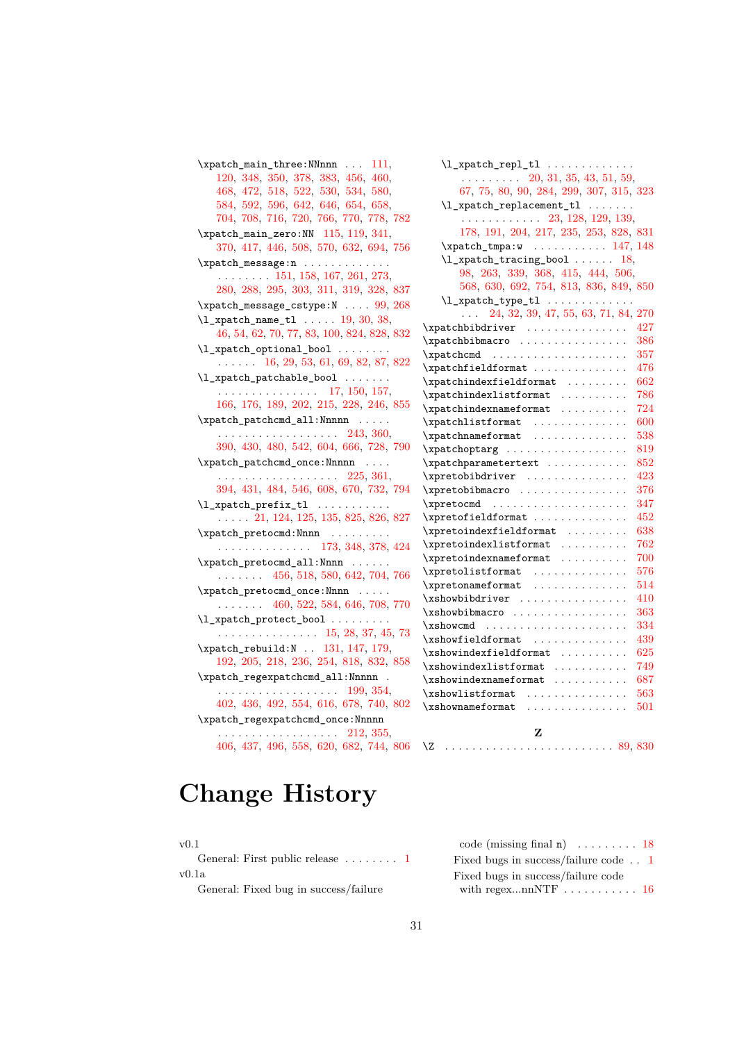\xpatch_main_three:NNnnn . . . 111, 120, 348, 350, 378, 383, 456, 460, 468, 472, 518, 522, 530, 534, 580, 584, 592, 596, 642, 646, 654, 658, 704, 708, 716, 720, 766, 770, 778, 782

\xpatch_main_zero:NN 115, 119, 341, 370, 417, 446, 508, 570, 632, 694, 756

\xpatch_message:n . . . . . . . . . . . . . . . . . . . . 151, 158, 167, 261, 273, 280, 288, 295, 303, 311, 319, 328, 837

\xpatch_message_cstype:N . . . . 99, 268

\l_xpatch_name_tl . . . . . 19, 30, 38, 46, 54, 62, 70, 77, 83, 100, 824, 828, 832

\l_xpatch_optional_bool . . . . . . . . . . . . . 16, 29, 53, 61, 69, 82, 87, 822

\l_xpatch_patchable_bool . . . . . . . . . . . . . . . . . . . . . . 17, 150, 157, 166, 176, 189, 202, 215, 228, 246, 855

\xpatch_patchcmd_all:Nnnnn . . . . . . . . . . . . . . . . . . . . . . . 243, 360, 390, 430, 480, 542, 604, 666, 728, 790

\xpatch_patchcmd_once:Nnnnn . . . . . . . . . . . . . . . . . . . . . . 225, 361, 394, 431, 484, 546, 608, 670, 732, 794

\l_xpatch_prefix_tl . . . . . . . . . . . . . . . . 21, 124, 125, 135, 825, 826, 827

\xpatch_pretocmd:Nnnn . . . . . . . . . . . . . . . . . . . . . . . 173, 348, 378, 424

\xpatch_pretocmd_all:Nnnn . . . . . . . . . . . . . 456, 518, 580, 642, 704, 766

\xpatch_pretocmd_once:Nnnn . . . . . . . . . . . . 460, 522, 584, 646, 708, 770

\l_xpatch_protect_bool . . . . . . . . . . . . . . . . . . . . . . . . 15, 28, 37, 45, 73

\xpatch_rebuild:N . . 131, 147, 179, 192, 205, 218, 236, 254, 818, 832, 858

\xpatch_regexpatchcmd_all:Nnnnn . . . . . . . . . . . . . . . . . . . . 199, 354, 402, 436, 492, 554, 616, 678, 740, 802

\xpatch_regexpatchcmd_once:Nnnnn . . . . . . . . . . . . . . . . . . . . 212, 355, 406, 437, 496, 558, 620, 682, 744, 806

\l_xpatch_repl_tl . . . . . . . . . . . . . . . . . . . . . . 20, 31, 35, 43, 51, 59, 67, 75, 80, 90, 284, 299, 307, 315, 323

\l_xpatch_replacement_tl . . . . . . . . . . . . . . . . . . . 23, 128, 129, 139, 178, 191, 204, 217, 235, 253, 828, 831

\xpatch_tmpa:w . . . . . . . . . . . 147, 148

\l_xpatch_tracing_bool . . . . . . 18, 98, 263, 339, 368, 415, 444, 506, 568, 630, 692, 754, 813, 836, 849, 850

\l_xpatch_type_tl . . . . . . . . . . . . . . . . 24, 32, 39, 47, 55, 63, 71, 84, 270

\xpatchbibdriver . . . . . . . . . . . . . . . 427

\xpatchbibmacro . . . . . . . . . . . . . . . . 386

\xpatchcmd . . . . . . . . . . . . . . . . . . . 357

\xpatchfieldformat . . . . . . . . . . . . . . 476

\xpatchindexfieldformat . . . . . . . . . 662

\xpatchindexlistformat . . . . . . . . . . 786

\xpatchindexnameformat . . . . . . . . . 724

\xpatchlistformat . . . . . . . . . . . . . . 600

\xpatchnameformat . . . . . . . . . . . . . . 538

\xpatchoptarg . . . . . . . . . . . . . . . . . . 819

\xpatchparametertext . . . . . . . . . . . 852

\xpretobibdriver . . . . . . . . . . . . . . . 423

\xpretobibmacro . . . . . . . . . . . . . . . . 376

\xpretocmd . . . . . . . . . . . . . . . . . . . 347

\xpretofieldformat . . . . . . . . . . . . . . 452

\xpretoindexfieldformat . . . . . . . . . 638

\xpretoindexlistformat . . . . . . . . . . 762

\xpretoindexnameformat . . . . . . . . . 700

\xpretolistformat . . . . . . . . . . . . . . 576

\xpretonameformat . . . . . . . . . . . . . . 514

\xshowbibdriver . . . . . . . . . . . . . . . 410

\xshowbibmacro . . . . . . . . . . . . . . . . 363

\xshowcmd . . . . . . . . . . . . . . . . . . . 334

\xshowfieldformat . . . . . . . . . . . . . . 439

\xshowindexfieldformat . . . . . . . . . . 625

\xshowindexlistformat . . . . . . . . . . . 749

\xshowindexnameformat . . . . . . . . . . 687

\xshowlistformat . . . . . . . . . . . . . . . 563

\xshownameformat . . . . . . . . . . . . . . 501

**Z**

\Z . . . . . . . . . . . . . . . . . . . . . . . . . 89, 830

# Change History

v0.1

General: First public release . . . . . . . . 1

v0.1a

General: Fixed bug in success/failure code (missing final n) . . . . . . . . . 18

Fixed bugs in success/failure code . . 1

Fixed bugs in success/failure code with regex...nnNTF . . . . . . . . . . . 16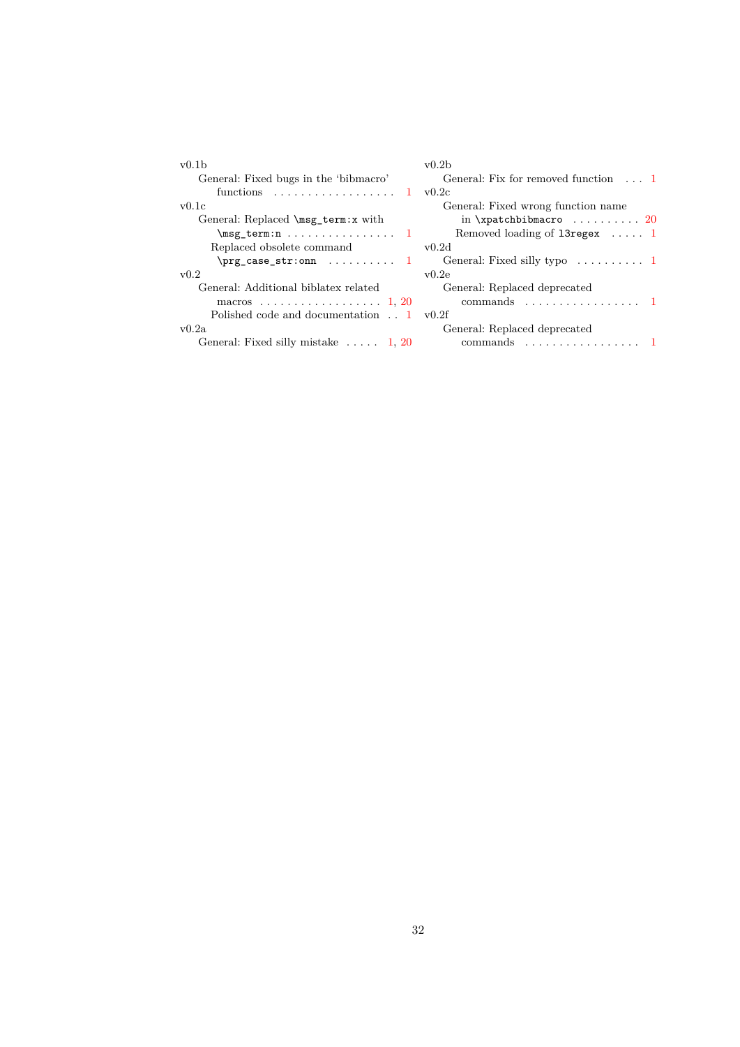v0.1b

General: Fixed bugs in the 'bibmacro' functions . . . . . . . . . . . . . . . . . . 1

v0.1c

General: Replaced `\msg_term:x` with `\msg_term:n` . . . . . . . . . . . . . . . . 1

Replaced obsolete command `\prg_case_str:onn` . . . . . . . . . . 1

v0.2

General: Additional biblatex related macros . . . . . . . . . . . . . . . . . . 1, 20

Polished code and documentation . . 1

v0.2a

General: Fixed silly mistake . . . . . 1, 20

v0.2b

General: Fix for removed function . . . 1

v0.2c

General: Fixed wrong function name in `\xpatchbibmacro` . . . . . . . . . . 20

Removed loading of `l3regex` . . . . . 1

v0.2d

General: Fixed silly typo . . . . . . . . . . 1

v0.2e

General: Replaced deprecated commands . . . . . . . . . . . . . . . . . 1

v0.2f

General: Replaced deprecated commands . . . . . . . . . . . . . . . . . 1